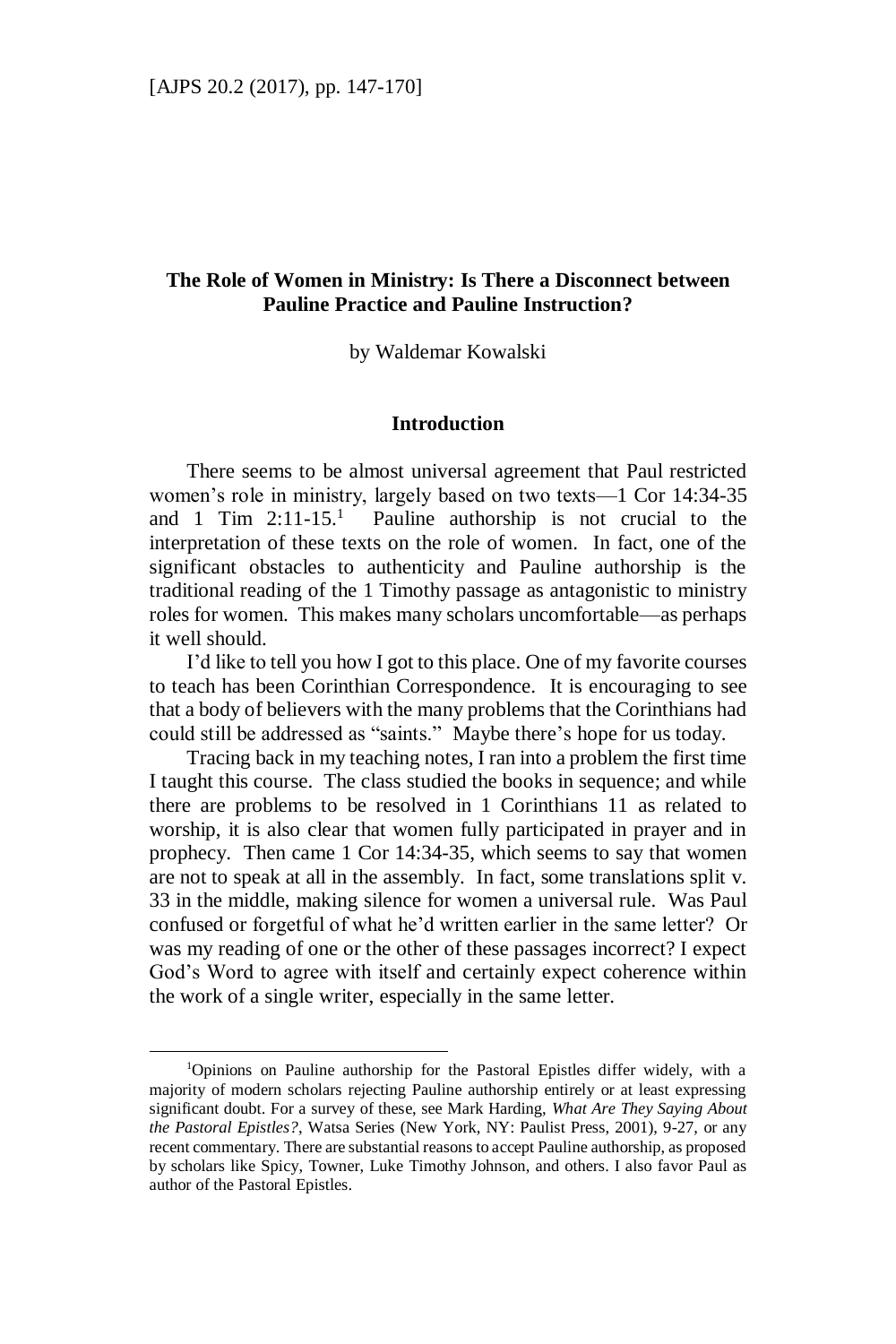## The Role of Women in Ministry: Is There a Disconnect between Pauline Practice and Pauline Instruction?

by Waldemar Kowalski

### Introduction

There seems to be almost universal agreement that Paul restricted women's role in ministry, largely based on two texts—1 Cor 14:34-35 and 1 Tim 2:11-15.[1] Pauline authorship is not crucial to the interpretation of these texts on the role of women. In fact, one of the significant obstacles to authenticity and Pauline authorship is the traditional reading of the 1 Timothy passage as antagonistic to ministry roles for women. This makes many scholars uncomfortable—as perhaps it well should.

I'd like to tell you how I got to this place. One of my favorite courses to teach has been Corinthian Correspondence. It is encouraging to see that a body of believers with the many problems that the Corinthians had could still be addressed as "saints." Maybe there's hope for us today.

Tracing back in my teaching notes, I ran into a problem the first time I taught this course. The class studied the books in sequence; and while there are problems to be resolved in 1 Corinthians 11 as related to worship, it is also clear that women fully participated in prayer and in prophecy. Then came 1 Cor 14:34-35, which seems to say that women are not to speak at all in the assembly. In fact, some translations split v. 33 in the middle, making silence for women a universal rule. Was Paul confused or forgetful of what he'd written earlier in the same letter? Or was my reading of one or the other of these passages incorrect? I expect God's Word to agree with itself and certainly expect coherence within the work of a single writer, especially in the same letter.

---

[1]Opinions on Pauline authorship for the Pastoral Epistles differ widely, with a majority of modern scholars rejecting Pauline authorship entirely or at least expressing significant doubt. For a survey of these, see Mark Harding, *What Are They Saying About the Pastoral Epistles?*, Watsa Series (New York, NY: Paulist Press, 2001), 9-27, or any recent commentary. There are substantial reasons to accept Pauline authorship, as proposed by scholars like Spicy, Towner, Luke Timothy Johnson, and others. I also favor Paul as author of the Pastoral Epistles.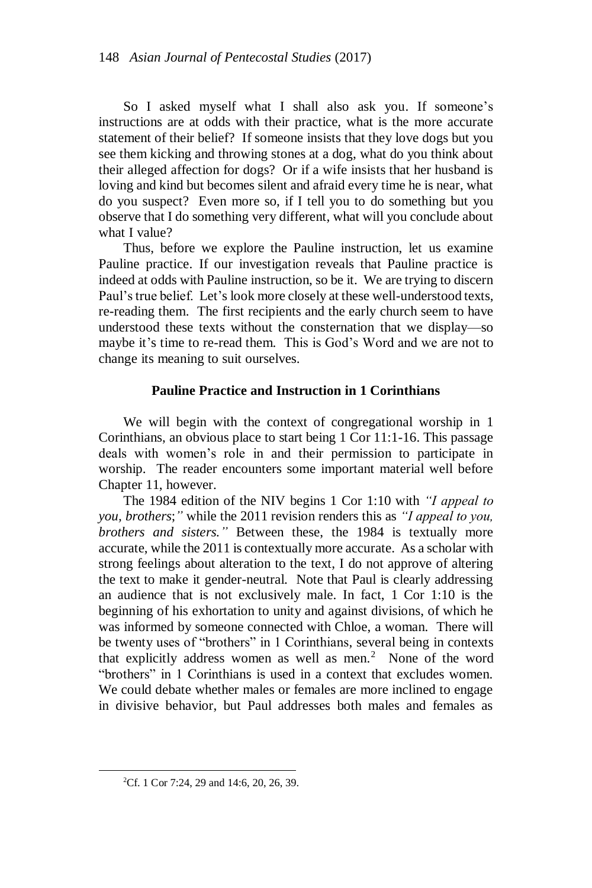So I asked myself what I shall also ask you. If someone's instructions are at odds with their practice, what is the more accurate statement of their belief? If someone insists that they love dogs but you see them kicking and throwing stones at a dog, what do you think about their alleged affection for dogs? Or if a wife insists that her husband is loving and kind but becomes silent and afraid every time he is near, what do you suspect? Even more so, if I tell you to do something but you observe that I do something very different, what will you conclude about what I value?

Thus, before we explore the Pauline instruction, let us examine Pauline practice. If our investigation reveals that Pauline practice is indeed at odds with Pauline instruction, so be it. We are trying to discern Paul's true belief. Let's look more closely at these well-understood texts, re-reading them. The first recipients and the early church seem to have understood these texts without the consternation that we display—so maybe it's time to re-read them. This is God's Word and we are not to change its meaning to suit ourselves.

## Pauline Practice and Instruction in 1 Corinthians

We will begin with the context of congregational worship in 1 Corinthians, an obvious place to start being 1 Cor 11:1-16. This passage deals with women's role in and their permission to participate in worship. The reader encounters some important material well before Chapter 11, however.

The 1984 edition of the NIV begins 1 Cor 1:10 with *"I appeal to you, brothers;"* while the 2011 revision renders this as *"I appeal to you, brothers and sisters."* Between these, the 1984 is textually more accurate, while the 2011 is contextually more accurate. As a scholar with strong feelings about alteration to the text, I do not approve of altering the text to make it gender-neutral. Note that Paul is clearly addressing an audience that is not exclusively male. In fact, 1 Cor 1:10 is the beginning of his exhortation to unity and against divisions, of which he was informed by someone connected with Chloe, a woman. There will be twenty uses of "brothers" in 1 Corinthians, several being in contexts that explicitly address women as well as men.[2] None of the word "brothers" in 1 Corinthians is used in a context that excludes women. We could debate whether males or females are more inclined to engage in divisive behavior, but Paul addresses both males and females as

---

[2] Cf. 1 Cor 7:24, 29 and 14:6, 20, 26, 39.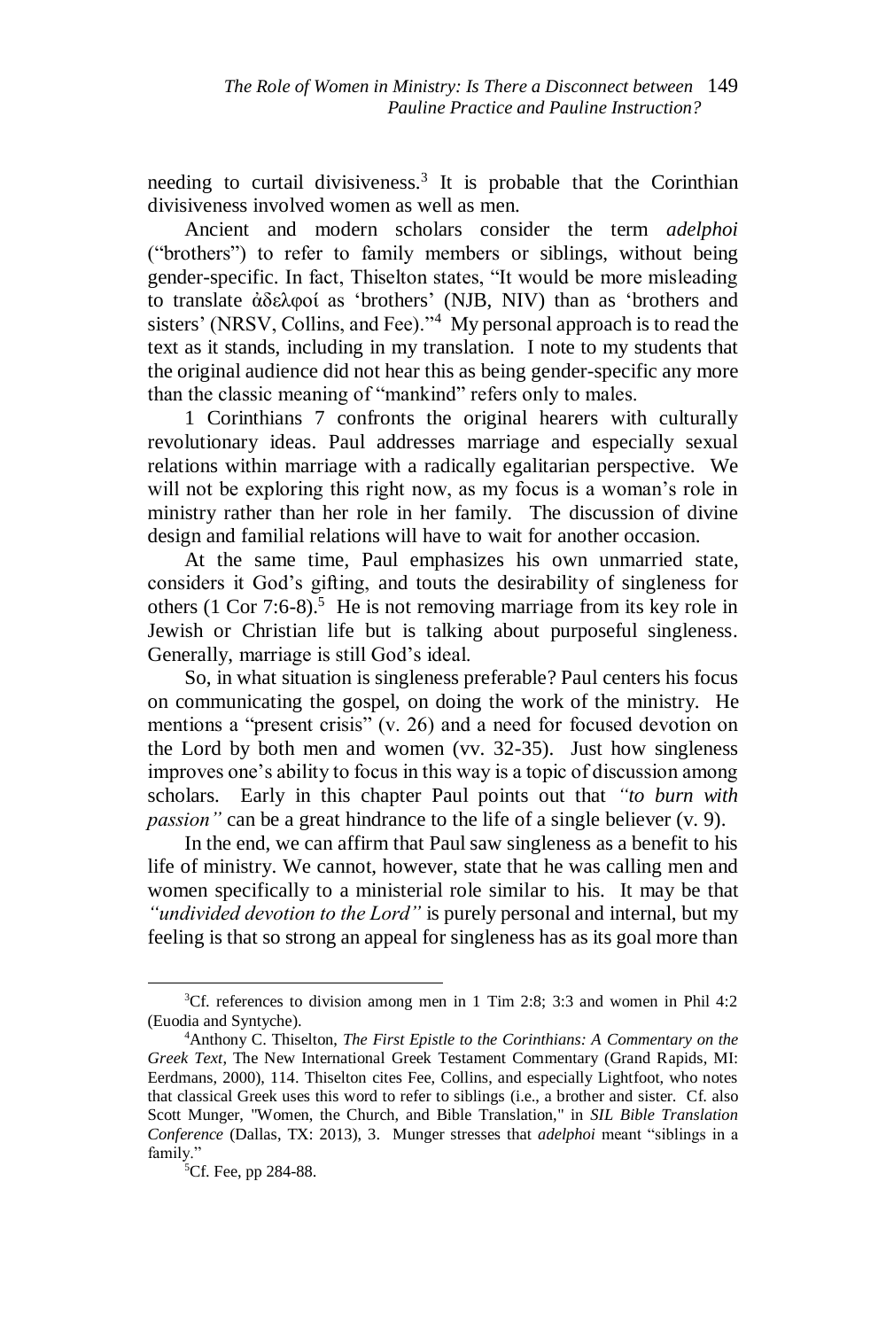needing to curtail divisiveness.[3] It is probable that the Corinthian divisiveness involved women as well as men.

Ancient and modern scholars consider the term *adelphoi* ("brothers") to refer to family members or siblings, without being gender-specific. In fact, Thiselton states, "It would be more misleading to translate ἀδελφοί as 'brothers' (NJB, NIV) than as 'brothers and sisters' (NRSV, Collins, and Fee)."[4] My personal approach is to read the text as it stands, including in my translation. I note to my students that the original audience did not hear this as being gender-specific any more than the classic meaning of "mankind" refers only to males.

1 Corinthians 7 confronts the original hearers with culturally revolutionary ideas. Paul addresses marriage and especially sexual relations within marriage with a radically egalitarian perspective. We will not be exploring this right now, as my focus is a woman's role in ministry rather than her role in her family. The discussion of divine design and familial relations will have to wait for another occasion.

At the same time, Paul emphasizes his own unmarried state, considers it God's gifting, and touts the desirability of singleness for others (1 Cor 7:6-8).[5] He is not removing marriage from its key role in Jewish or Christian life but is talking about purposeful singleness. Generally, marriage is still God's ideal.

So, in what situation is singleness preferable? Paul centers his focus on communicating the gospel, on doing the work of the ministry. He mentions a "present crisis" (v. 26) and a need for focused devotion on the Lord by both men and women (vv. 32-35). Just how singleness improves one's ability to focus in this way is a topic of discussion among scholars. Early in this chapter Paul points out that *"to burn with passion"* can be a great hindrance to the life of a single believer (v. 9).

In the end, we can affirm that Paul saw singleness as a benefit to his life of ministry. We cannot, however, state that he was calling men and women specifically to a ministerial role similar to his. It may be that *"undivided devotion to the Lord"* is purely personal and internal, but my feeling is that so strong an appeal for singleness has as its goal more than

---

[3]Cf. references to division among men in 1 Tim 2:8; 3:3 and women in Phil 4:2 (Euodia and Syntyche).

[4]Anthony C. Thiselton, *The First Epistle to the Corinthians: A Commentary on the Greek Text*, The New International Greek Testament Commentary (Grand Rapids, MI: Eerdmans, 2000), 114. Thiselton cites Fee, Collins, and especially Lightfoot, who notes that classical Greek uses this word to refer to siblings (i.e., a brother and sister. Cf. also Scott Munger, "Women, the Church, and Bible Translation," in *SIL Bible Translation Conference* (Dallas, TX: 2013), 3. Munger stresses that *adelphoi* meant "siblings in a family."

[5]Cf. Fee, pp 284-88.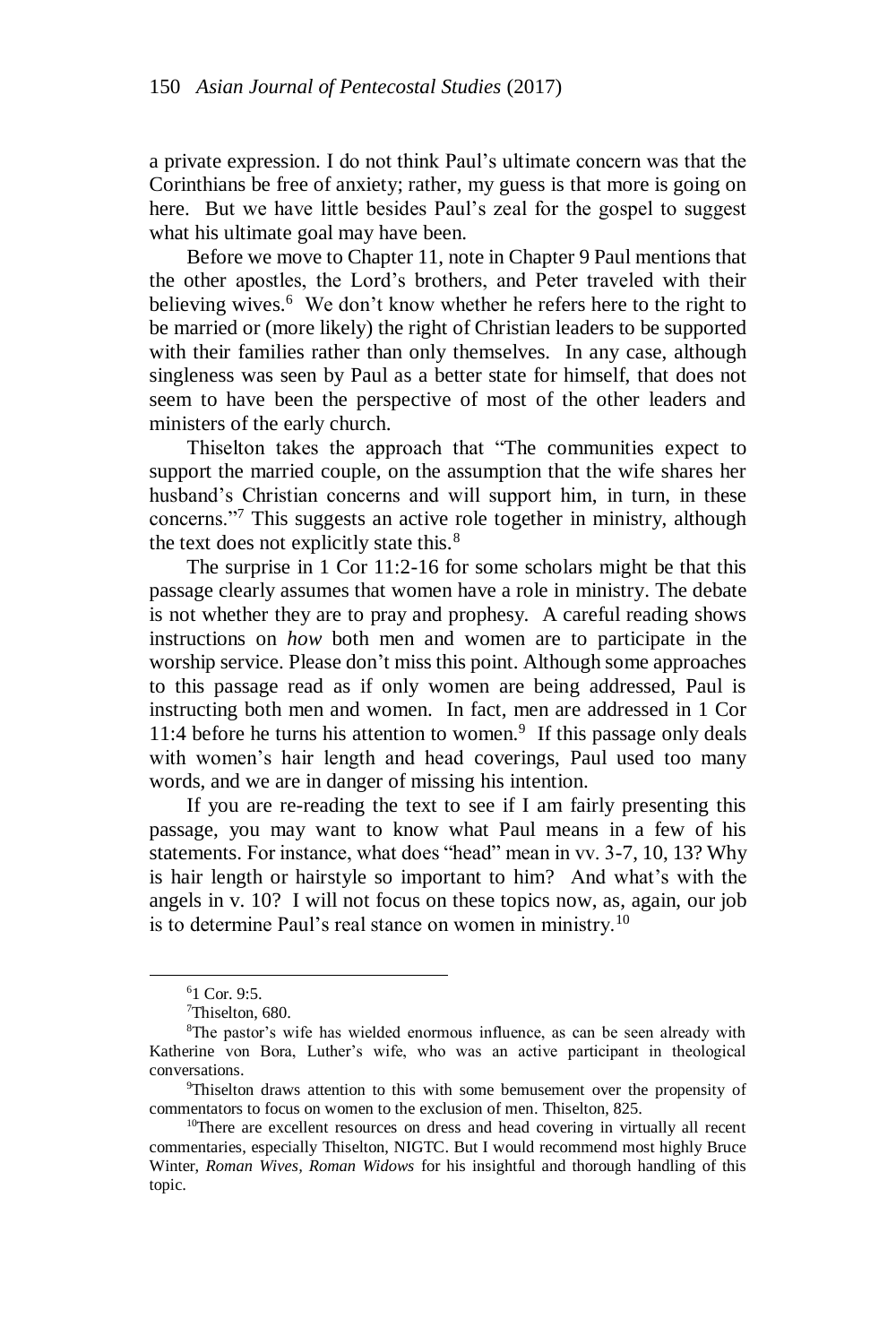a private expression. I do not think Paul's ultimate concern was that the Corinthians be free of anxiety; rather, my guess is that more is going on here. But we have little besides Paul's zeal for the gospel to suggest what his ultimate goal may have been.

Before we move to Chapter 11, note in Chapter 9 Paul mentions that the other apostles, the Lord's brothers, and Peter traveled with their believing wives.[6] We don't know whether he refers here to the right to be married or (more likely) the right of Christian leaders to be supported with their families rather than only themselves. In any case, although singleness was seen by Paul as a better state for himself, that does not seem to have been the perspective of most of the other leaders and ministers of the early church.

Thiselton takes the approach that "The communities expect to support the married couple, on the assumption that the wife shares her husband's Christian concerns and will support him, in turn, in these concerns."[7] This suggests an active role together in ministry, although the text does not explicitly state this.[8]

The surprise in 1 Cor 11:2-16 for some scholars might be that this passage clearly assumes that women have a role in ministry. The debate is not whether they are to pray and prophesy. A careful reading shows instructions on *how* both men and women are to participate in the worship service. Please don't miss this point. Although some approaches to this passage read as if only women are being addressed, Paul is instructing both men and women. In fact, men are addressed in 1 Cor 11:4 before he turns his attention to women.[9] If this passage only deals with women's hair length and head coverings, Paul used too many words, and we are in danger of missing his intention.

If you are re-reading the text to see if I am fairly presenting this passage, you may want to know what Paul means in a few of his statements. For instance, what does "head" mean in vv. 3-7, 10, 13? Why is hair length or hairstyle so important to him? And what's with the angels in v. 10? I will not focus on these topics now, as, again, our job is to determine Paul's real stance on women in ministry.[10]

---

[6] 1 Cor. 9:5.

[7] Thiselton, 680.

[8] The pastor's wife has wielded enormous influence, as can be seen already with Katherine von Bora, Luther's wife, who was an active participant in theological conversations.

[9] Thiselton draws attention to this with some bemusement over the propensity of commentators to focus on women to the exclusion of men. Thiselton, 825.

[10] There are excellent resources on dress and head covering in virtually all recent commentaries, especially Thiselton, NIGTC. But I would recommend most highly Bruce Winter, *Roman Wives, Roman Widows* for his insightful and thorough handling of this topic.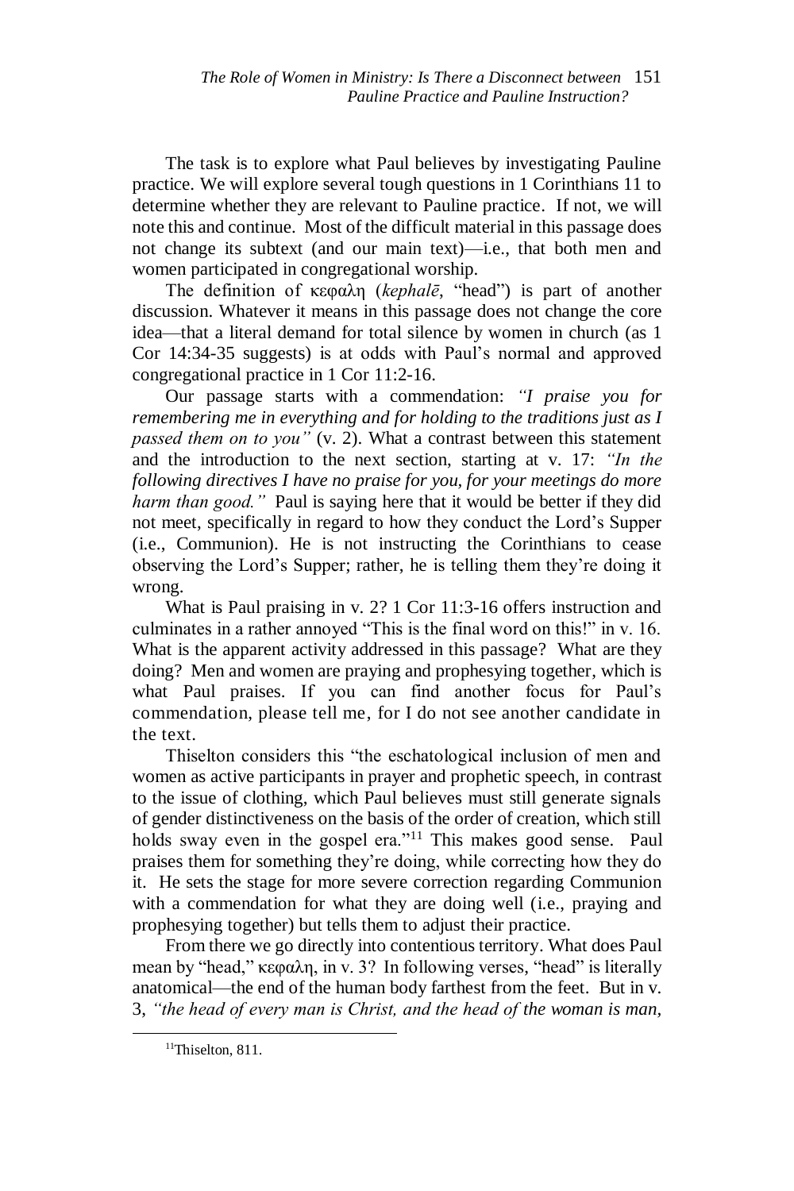The task is to explore what Paul believes by investigating Pauline practice. We will explore several tough questions in 1 Corinthians 11 to determine whether they are relevant to Pauline practice. If not, we will note this and continue. Most of the difficult material in this passage does not change its subtext (and our main text)—i.e., that both men and women participated in congregational worship.

The definition of κεφαλη (*kephalē*, "head") is part of another discussion. Whatever it means in this passage does not change the core idea—that a literal demand for total silence by women in church (as 1 Cor 14:34-35 suggests) is at odds with Paul's normal and approved congregational practice in 1 Cor 11:2-16.

Our passage starts with a commendation: *"I praise you for remembering me in everything and for holding to the traditions just as I passed them on to you"* (v. 2). What a contrast between this statement and the introduction to the next section, starting at v. 17: *"In the following directives I have no praise for you, for your meetings do more harm than good."* Paul is saying here that it would be better if they did not meet, specifically in regard to how they conduct the Lord's Supper (i.e., Communion). He is not instructing the Corinthians to cease observing the Lord's Supper; rather, he is telling them they're doing it wrong.

What is Paul praising in v. 2? 1 Cor 11:3-16 offers instruction and culminates in a rather annoyed "This is the final word on this!" in v. 16. What is the apparent activity addressed in this passage? What are they doing? Men and women are praying and prophesying together, which is what Paul praises. If you can find another focus for Paul's commendation, please tell me, for I do not see another candidate in the text.

Thiselton considers this "the eschatological inclusion of men and women as active participants in prayer and prophetic speech, in contrast to the issue of clothing, which Paul believes must still generate signals of gender distinctiveness on the basis of the order of creation, which still holds sway even in the gospel era."[11] This makes good sense. Paul praises them for something they're doing, while correcting how they do it. He sets the stage for more severe correction regarding Communion with a commendation for what they are doing well (i.e., praying and prophesying together) but tells them to adjust their practice.

From there we go directly into contentious territory. What does Paul mean by "head," κεφαλη, in v. 3? In following verses, "head" is literally anatomical—the end of the human body farthest from the feet. But in v. 3, *"the head of every man is Christ, and the head of the woman is man,*

[11] Thiselton, 811.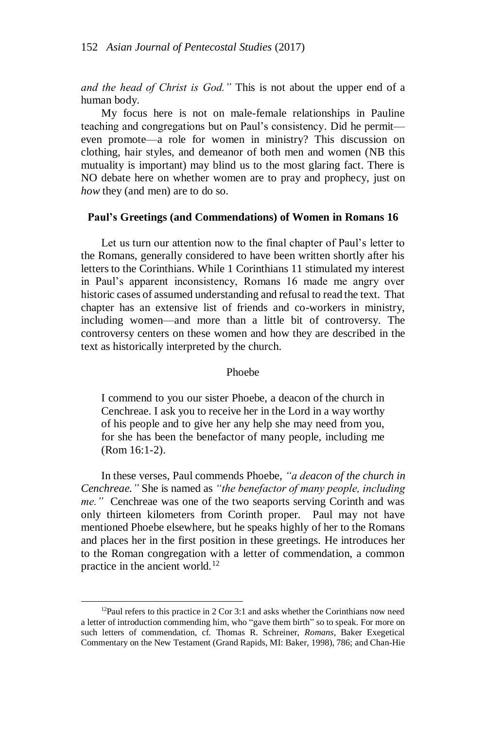*and the head of Christ is God."* This is not about the upper end of a human body.

My focus here is not on male-female relationships in Pauline teaching and congregations but on Paul's consistency. Did he permit—even promote—a role for women in ministry? This discussion on clothing, hair styles, and demeanor of both men and women (NB this mutuality is important) may blind us to the most glaring fact. There is NO debate here on whether women are to pray and prophecy, just on *how* they (and men) are to do so.

## Paul's Greetings (and Commendations) of Women in Romans 16

Let us turn our attention now to the final chapter of Paul's letter to the Romans, generally considered to have been written shortly after his letters to the Corinthians. While 1 Corinthians 11 stimulated my interest in Paul's apparent inconsistency, Romans 16 made me angry over historic cases of assumed understanding and refusal to read the text. That chapter has an extensive list of friends and co-workers in ministry, including women—and more than a little bit of controversy. The controversy centers on these women and how they are described in the text as historically interpreted by the church.

### Phoebe

> I commend to you our sister Phoebe, a deacon of the church in Cenchreae. I ask you to receive her in the Lord in a way worthy of his people and to give her any help she may need from you, for she has been the benefactor of many people, including me (Rom 16:1-2).

In these verses, Paul commends Phoebe, *"a deacon of the church in Cenchreae."* She is named as *"the benefactor of many people, including me."* Cenchreae was one of the two seaports serving Corinth and was only thirteen kilometers from Corinth proper. Paul may not have mentioned Phoebe elsewhere, but he speaks highly of her to the Romans and places her in the first position in these greetings. He introduces her to the Roman congregation with a letter of commendation, a common practice in the ancient world.[12]

---

[12]Paul refers to this practice in 2 Cor 3:1 and asks whether the Corinthians now need a letter of introduction commending him, who "gave them birth" so to speak. For more on such letters of commendation, cf. Thomas R. Schreiner, *Romans*, Baker Exegetical Commentary on the New Testament (Grand Rapids, MI: Baker, 1998), 786; and Chan-Hie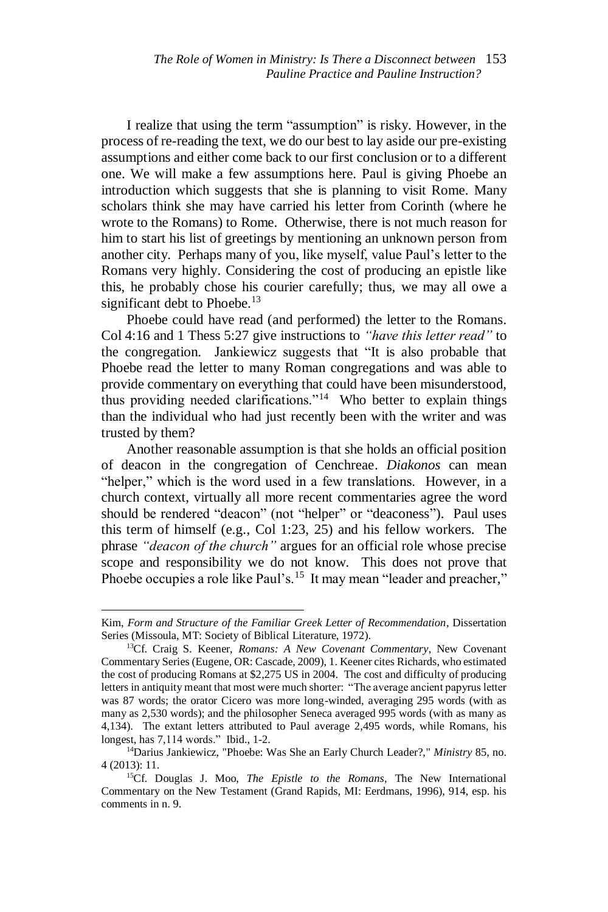I realize that using the term "assumption" is risky. However, in the process of re-reading the text, we do our best to lay aside our pre-existing assumptions and either come back to our first conclusion or to a different one. We will make a few assumptions here. Paul is giving Phoebe an introduction which suggests that she is planning to visit Rome. Many scholars think she may have carried his letter from Corinth (where he wrote to the Romans) to Rome. Otherwise, there is not much reason for him to start his list of greetings by mentioning an unknown person from another city. Perhaps many of you, like myself, value Paul's letter to the Romans very highly. Considering the cost of producing an epistle like this, he probably chose his courier carefully; thus, we may all owe a significant debt to Phoebe.[13]

Phoebe could have read (and performed) the letter to the Romans. Col 4:16 and 1 Thess 5:27 give instructions to *"have this letter read"* to the congregation. Jankiewicz suggests that "It is also probable that Phoebe read the letter to many Roman congregations and was able to provide commentary on everything that could have been misunderstood, thus providing needed clarifications."[14] Who better to explain things than the individual who had just recently been with the writer and was trusted by them?

Another reasonable assumption is that she holds an official position of deacon in the congregation of Cenchreae. *Diakonos* can mean "helper," which is the word used in a few translations. However, in a church context, virtually all more recent commentaries agree the word should be rendered "deacon" (not "helper" or "deaconess"). Paul uses this term of himself (e.g., Col 1:23, 25) and his fellow workers. The phrase *"deacon of the church"* argues for an official role whose precise scope and responsibility we do not know. This does not prove that Phoebe occupies a role like Paul's.[15] It may mean "leader and preacher,"

---

Kim, *Form and Structure of the Familiar Greek Letter of Recommendation*, Dissertation Series (Missoula, MT: Society of Biblical Literature, 1972).

[13] Cf. Craig S. Keener, *Romans: A New Covenant Commentary*, New Covenant Commentary Series (Eugene, OR: Cascade, 2009), 1. Keener cites Richards, who estimated the cost of producing Romans at $2,275 US in 2004. The cost and difficulty of producing letters in antiquity meant that most were much shorter: "The average ancient papyrus letter was 87 words; the orator Cicero was more long-winded, averaging 295 words (with as many as 2,530 words); and the philosopher Seneca averaged 995 words (with as many as 4,134). The extant letters attributed to Paul average 2,495 words, while Romans, his longest, has 7,114 words." Ibid., 1-2.

[14] Darius Jankiewicz, "Phoebe: Was She an Early Church Leader?," *Ministry* 85, no. 4 (2013): 11.

[15] Cf. Douglas J. Moo, *The Epistle to the Romans*, The New International Commentary on the New Testament (Grand Rapids, MI: Eerdmans, 1996), 914, esp. his comments in n. 9.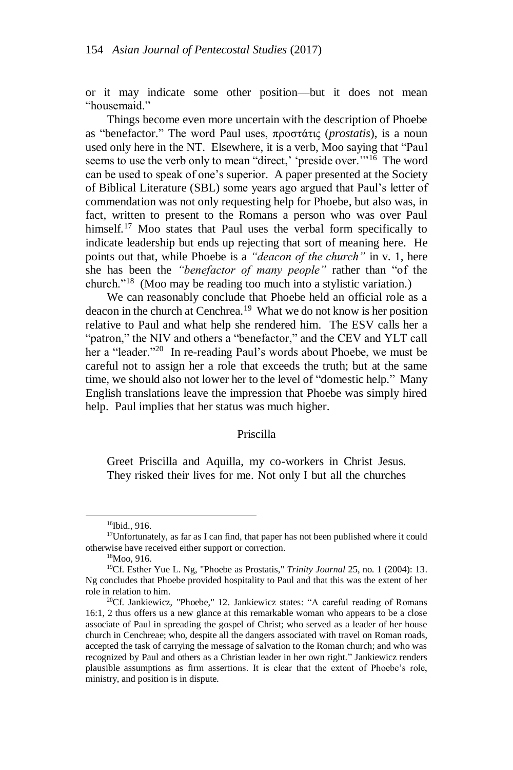or it may indicate some other position—but it does not mean "housemaid."

Things become even more uncertain with the description of Phoebe as "benefactor." The word Paul uses, προστάτις (*prostatis*), is a noun used only here in the NT. Elsewhere, it is a verb, Moo saying that "Paul seems to use the verb only to mean "direct,' 'preside over.'"[16] The word can be used to speak of one's superior. A paper presented at the Society of Biblical Literature (SBL) some years ago argued that Paul's letter of commendation was not only requesting help for Phoebe, but also was, in fact, written to present to the Romans a person who was over Paul himself.[17] Moo states that Paul uses the verbal form specifically to indicate leadership but ends up rejecting that sort of meaning here. He points out that, while Phoebe is a *"deacon of the church"* in v. 1, here she has been the *"benefactor of many people"* rather than "of the church."[18] (Moo may be reading too much into a stylistic variation.)

We can reasonably conclude that Phoebe held an official role as a deacon in the church at Cenchrea.[19] What we do not know is her position relative to Paul and what help she rendered him. The ESV calls her a "patron," the NIV and others a "benefactor," and the CEV and YLT call her a "leader."[20] In re-reading Paul's words about Phoebe, we must be careful not to assign her a role that exceeds the truth; but at the same time, we should also not lower her to the level of "domestic help." Many English translations leave the impression that Phoebe was simply hired help. Paul implies that her status was much higher.

## Priscilla

> Greet Priscilla and Aquilla, my co-workers in Christ Jesus. They risked their lives for me. Not only I but all the churches

---

[16] Ibid., 916.

[17] Unfortunately, as far as I can find, that paper has not been published where it could otherwise have received either support or correction.

[18] Moo, 916.

[19] Cf. Esther Yue L. Ng, "Phoebe as Prostatis," *Trinity Journal* 25, no. 1 (2004): 13. Ng concludes that Phoebe provided hospitality to Paul and that this was the extent of her role in relation to him.

[20] Cf. Jankiewicz, "Phoebe," 12. Jankiewicz states: "A careful reading of Romans 16:1, 2 thus offers us a new glance at this remarkable woman who appears to be a close associate of Paul in spreading the gospel of Christ; who served as a leader of her house church in Cenchreae; who, despite all the dangers associated with travel on Roman roads, accepted the task of carrying the message of salvation to the Roman church; and who was recognized by Paul and others as a Christian leader in her own right." Jankiewicz renders plausible assumptions as firm assertions. It is clear that the extent of Phoebe's role, ministry, and position is in dispute.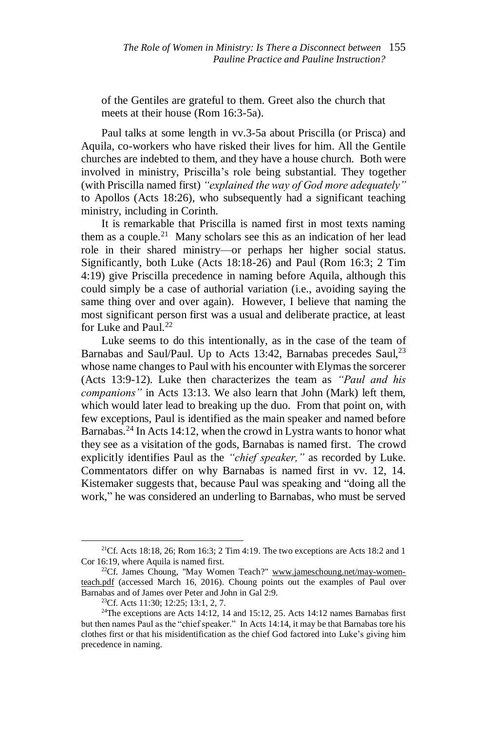of the Gentiles are grateful to them. Greet also the church that meets at their house (Rom 16:3-5a).

Paul talks at some length in vv.3-5a about Priscilla (or Prisca) and Aquila, co-workers who have risked their lives for him. All the Gentile churches are indebted to them, and they have a house church. Both were involved in ministry, Priscilla's role being substantial. They together (with Priscilla named first) *"explained the way of God more adequately"* to Apollos (Acts 18:26), who subsequently had a significant teaching ministry, including in Corinth.

It is remarkable that Priscilla is named first in most texts naming them as a couple.[21] Many scholars see this as an indication of her lead role in their shared ministry—or perhaps her higher social status. Significantly, both Luke (Acts 18:18-26) and Paul (Rom 16:3; 2 Tim 4:19) give Priscilla precedence in naming before Aquila, although this could simply be a case of authorial variation (i.e., avoiding saying the same thing over and over again). However, I believe that naming the most significant person first was a usual and deliberate practice, at least for Luke and Paul.[22]

Luke seems to do this intentionally, as in the case of the team of Barnabas and Saul/Paul. Up to Acts 13:42, Barnabas precedes Saul,[23] whose name changes to Paul with his encounter with Elymas the sorcerer (Acts 13:9-12). Luke then characterizes the team as *"Paul and his companions"* in Acts 13:13. We also learn that John (Mark) left them, which would later lead to breaking up the duo. From that point on, with few exceptions, Paul is identified as the main speaker and named before Barnabas.[24] In Acts 14:12, when the crowd in Lystra wants to honor what they see as a visitation of the gods, Barnabas is named first. The crowd explicitly identifies Paul as the *"chief speaker,"* as recorded by Luke. Commentators differ on why Barnabas is named first in vv. 12, 14. Kistemaker suggests that, because Paul was speaking and "doing all the work," he was considered an underling to Barnabas, who must be served

---

[21]Cf. Acts 18:18, 26; Rom 16:3; 2 Tim 4:19. The two exceptions are Acts 18:2 and 1 Cor 16:19, where Aquila is named first.

[22]Cf. James Choung, "May Women Teach?" www.jameschoung.net/may-women-teach.pdf (accessed March 16, 2016). Choung points out the examples of Paul over Barnabas and of James over Peter and John in Gal 2:9.

[23]Cf. Acts 11:30; 12:25; 13:1, 2, 7.

[24]The exceptions are Acts 14:12, 14 and 15:12, 25. Acts 14:12 names Barnabas first but then names Paul as the "chief speaker." In Acts 14:14, it may be that Barnabas tore his clothes first or that his misidentification as the chief God factored into Luke's giving him precedence in naming.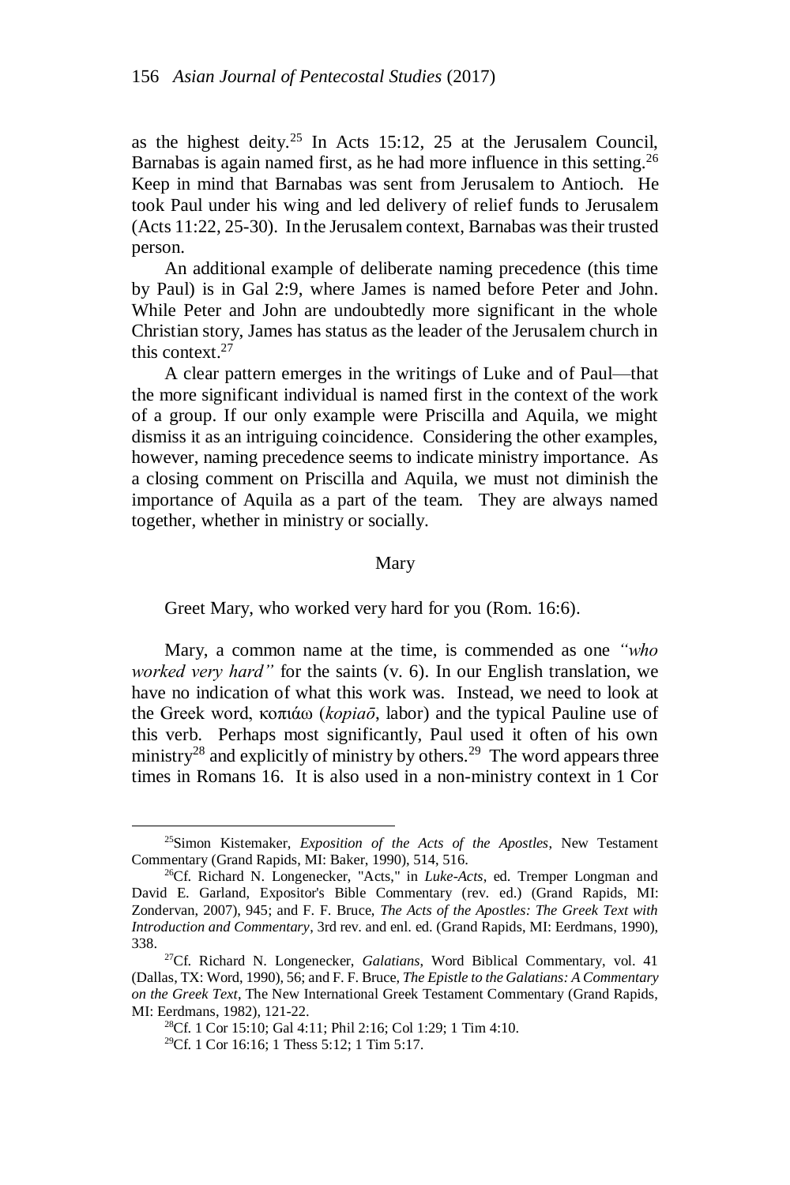as the highest deity.[25] In Acts 15:12, 25 at the Jerusalem Council, Barnabas is again named first, as he had more influence in this setting.[26] Keep in mind that Barnabas was sent from Jerusalem to Antioch. He took Paul under his wing and led delivery of relief funds to Jerusalem (Acts 11:22, 25-30). In the Jerusalem context, Barnabas was their trusted person.

An additional example of deliberate naming precedence (this time by Paul) is in Gal 2:9, where James is named before Peter and John. While Peter and John are undoubtedly more significant in the whole Christian story, James has status as the leader of the Jerusalem church in this context.[27]

A clear pattern emerges in the writings of Luke and of Paul—that the more significant individual is named first in the context of the work of a group. If our only example were Priscilla and Aquila, we might dismiss it as an intriguing coincidence. Considering the other examples, however, naming precedence seems to indicate ministry importance. As a closing comment on Priscilla and Aquila, we must not diminish the importance of Aquila as a part of the team. They are always named together, whether in ministry or socially.

## Mary

Greet Mary, who worked very hard for you (Rom. 16:6).

Mary, a common name at the time, is commended as one *"who worked very hard"* for the saints (v. 6). In our English translation, we have no indication of what this work was. Instead, we need to look at the Greek word, κοπιάω (*kopiaō*, labor) and the typical Pauline use of this verb. Perhaps most significantly, Paul used it often of his own ministry[28] and explicitly of ministry by others.[29] The word appears three times in Romans 16. It is also used in a non-ministry context in 1 Cor

---

[25]Simon Kistemaker, *Exposition of the Acts of the Apostles*, New Testament Commentary (Grand Rapids, MI: Baker, 1990), 514, 516.

[26]Cf. Richard N. Longenecker, "Acts," in *Luke-Acts*, ed. Tremper Longman and David E. Garland, Expositor's Bible Commentary (rev. ed.) (Grand Rapids, MI: Zondervan, 2007), 945; and F. F. Bruce, *The Acts of the Apostles: The Greek Text with Introduction and Commentary*, 3rd rev. and enl. ed. (Grand Rapids, MI: Eerdmans, 1990), 338.

[27]Cf. Richard N. Longenecker, *Galatians*, Word Biblical Commentary, vol. 41 (Dallas, TX: Word, 1990), 56; and F. F. Bruce, *The Epistle to the Galatians: A Commentary on the Greek Text*, The New International Greek Testament Commentary (Grand Rapids, MI: Eerdmans, 1982), 121-22.

[28]Cf. 1 Cor 15:10; Gal 4:11; Phil 2:16; Col 1:29; 1 Tim 4:10.

[29]Cf. 1 Cor 16:16; 1 Thess 5:12; 1 Tim 5:17.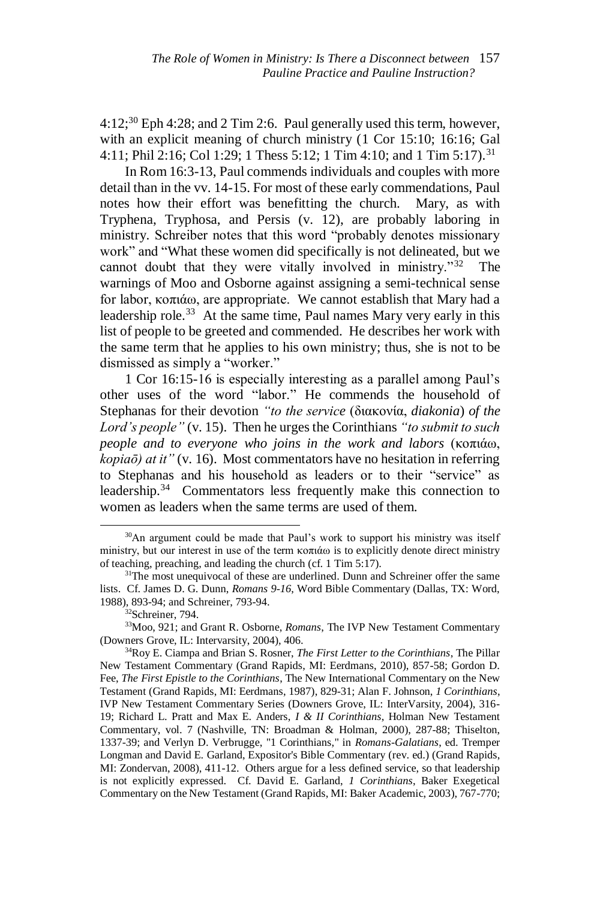4:12;[30] Eph 4:28; and 2 Tim 2:6. Paul generally used this term, however, with an explicit meaning of church ministry (1 Cor 15:10; 16:16; Gal 4:11; Phil 2:16; Col 1:29; 1 Thess 5:12; 1 Tim 4:10; and 1 Tim 5:17).[31]

In Rom 16:3-13, Paul commends individuals and couples with more detail than in the vv. 14-15. For most of these early commendations, Paul notes how their effort was benefitting the church. Mary, as with Tryphena, Tryphosa, and Persis (v. 12), are probably laboring in ministry. Schreiber notes that this word "probably denotes missionary work" and "What these women did specifically is not delineated, but we cannot doubt that they were vitally involved in ministry."[32] The warnings of Moo and Osborne against assigning a semi-technical sense for labor, κοπιάω, are appropriate. We cannot establish that Mary had a leadership role.[33] At the same time, Paul names Mary very early in this list of people to be greeted and commended. He describes her work with the same term that he applies to his own ministry; thus, she is not to be dismissed as simply a "worker."

1 Cor 16:15-16 is especially interesting as a parallel among Paul's other uses of the word "labor." He commends the household of Stephanas for their devotion *"to the service* (διακονία, *diakonia*) *of the Lord's people"* (v. 15). Then he urges the Corinthians *"to submit to such people and to everyone who joins in the work and labors* (κοπιάω, *kopiaō) at it"* (v. 16). Most commentators have no hesitation in referring to Stephanas and his household as leaders or to their "service" as leadership.[34] Commentators less frequently make this connection to women as leaders when the same terms are used of them.

---

[30]An argument could be made that Paul's work to support his ministry was itself ministry, but our interest in use of the term κοπιάω is to explicitly denote direct ministry of teaching, preaching, and leading the church (cf. 1 Tim 5:17).

[31]The most unequivocal of these are underlined. Dunn and Schreiner offer the same lists. Cf. James D. G. Dunn, *Romans 9-16*, Word Bible Commentary (Dallas, TX: Word, 1988), 893-94; and Schreiner, 793-94.

[32]Schreiner, 794.

[33]Moo, 921; and Grant R. Osborne, *Romans*, The IVP New Testament Commentary (Downers Grove, IL: Intervarsity, 2004), 406.

[34]Roy E. Ciampa and Brian S. Rosner, *The First Letter to the Corinthians*, The Pillar New Testament Commentary (Grand Rapids, MI: Eerdmans, 2010), 857-58; Gordon D. Fee, *The First Epistle to the Corinthians*, The New International Commentary on the New Testament (Grand Rapids, MI: Eerdmans, 1987), 829-31; Alan F. Johnson, *1 Corinthians*, IVP New Testament Commentary Series (Downers Grove, IL: InterVarsity, 2004), 316-19; Richard L. Pratt and Max E. Anders, *I & II Corinthians*, Holman New Testament Commentary, vol. 7 (Nashville, TN: Broadman & Holman, 2000), 287-88; Thiselton, 1337-39; and Verlyn D. Verbrugge, "1 Corinthians," in *Romans-Galatians*, ed. Tremper Longman and David E. Garland, Expositor's Bible Commentary (rev. ed.) (Grand Rapids, MI: Zondervan, 2008), 411-12. Others argue for a less defined service, so that leadership is not explicitly expressed. Cf. David E. Garland, *1 Corinthians*, Baker Exegetical Commentary on the New Testament (Grand Rapids, MI: Baker Academic, 2003), 767-770;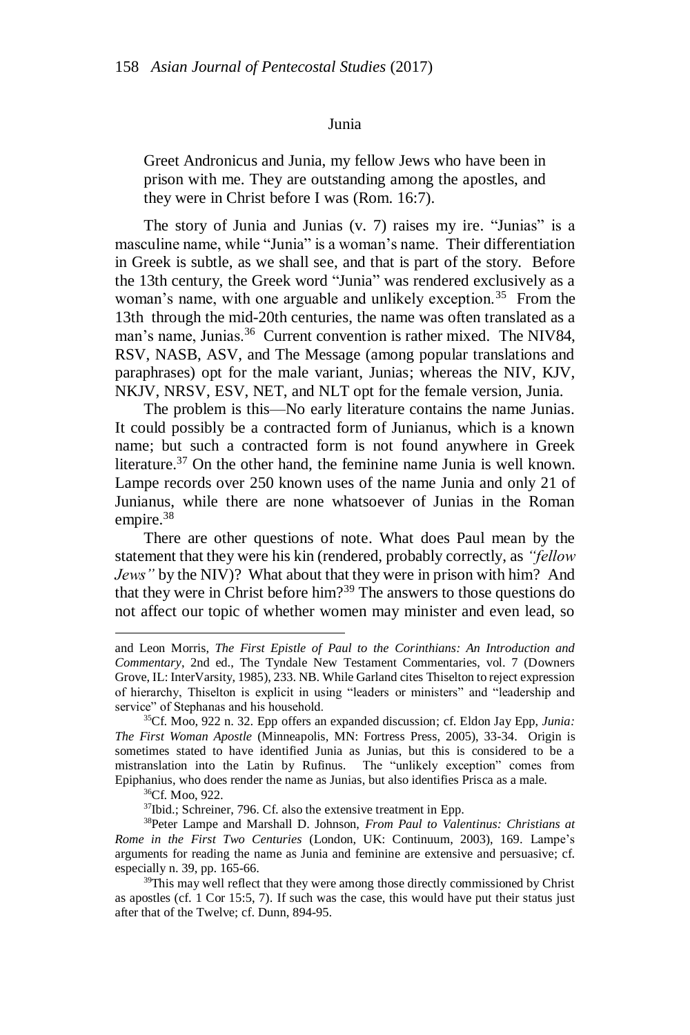## Junia

> Greet Andronicus and Junia, my fellow Jews who have been in prison with me. They are outstanding among the apostles, and they were in Christ before I was (Rom. 16:7).

The story of Junia and Junias (v. 7) raises my ire. "Junias" is a masculine name, while "Junia" is a woman's name. Their differentiation in Greek is subtle, as we shall see, and that is part of the story. Before the 13th century, the Greek word "Junia" was rendered exclusively as a woman's name, with one arguable and unlikely exception.[35] From the 13th through the mid-20th centuries, the name was often translated as a man's name, Junias.[36] Current convention is rather mixed. The NIV84, RSV, NASB, ASV, and The Message (among popular translations and paraphrases) opt for the male variant, Junias; whereas the NIV, KJV, NKJV, NRSV, ESV, NET, and NLT opt for the female version, Junia.

The problem is this—No early literature contains the name Junias. It could possibly be a contracted form of Junianus, which is a known name; but such a contracted form is not found anywhere in Greek literature.[37] On the other hand, the feminine name Junia is well known. Lampe records over 250 known uses of the name Junia and only 21 of Junianus, while there are none whatsoever of Junias in the Roman empire.[38]

There are other questions of note. What does Paul mean by the statement that they were his kin (rendered, probably correctly, as *"fellow Jews"* by the NIV)? What about that they were in prison with him? And that they were in Christ before him?[39] The answers to those questions do not affect our topic of whether women may minister and even lead, so

---

and Leon Morris, *The First Epistle of Paul to the Corinthians: An Introduction and Commentary*, 2nd ed., The Tyndale New Testament Commentaries, vol. 7 (Downers Grove, IL: InterVarsity, 1985), 233. NB. While Garland cites Thiselton to reject expression of hierarchy, Thiselton is explicit in using "leaders or ministers" and "leadership and service" of Stephanas and his household.

[35] Cf. Moo, 922 n. 32. Epp offers an expanded discussion; cf. Eldon Jay Epp, *Junia: The First Woman Apostle* (Minneapolis, MN: Fortress Press, 2005), 33-34. Origin is sometimes stated to have identified Junia as Junias, but this is considered to be a mistranslation into the Latin by Rufinus. The "unlikely exception" comes from Epiphanius, who does render the name as Junias, but also identifies Prisca as a male.

[36] Cf. Moo, 922.

[37] Ibid.; Schreiner, 796. Cf. also the extensive treatment in Epp.

[38] Peter Lampe and Marshall D. Johnson, *From Paul to Valentinus: Christians at Rome in the First Two Centuries* (London, UK: Continuum, 2003), 169. Lampe's arguments for reading the name as Junia and feminine are extensive and persuasive; cf. especially n. 39, pp. 165-66.

[39] This may well reflect that they were among those directly commissioned by Christ as apostles (cf. 1 Cor 15:5, 7). If such was the case, this would have put their status just after that of the Twelve; cf. Dunn, 894-95.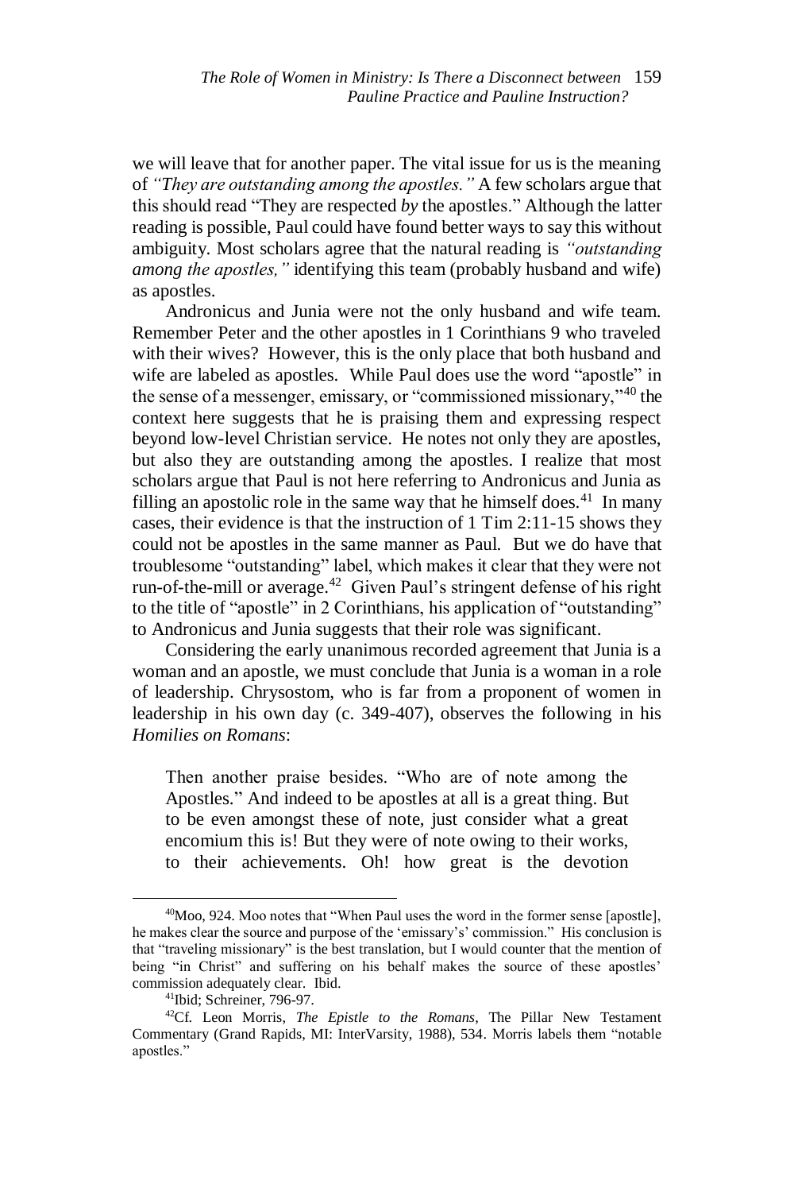we will leave that for another paper. The vital issue for us is the meaning of *"They are outstanding among the apostles."* A few scholars argue that this should read "They are respected *by* the apostles." Although the latter reading is possible, Paul could have found better ways to say this without ambiguity. Most scholars agree that the natural reading is *"outstanding among the apostles,"* identifying this team (probably husband and wife) as apostles.

Andronicus and Junia were not the only husband and wife team. Remember Peter and the other apostles in 1 Corinthians 9 who traveled with their wives? However, this is the only place that both husband and wife are labeled as apostles. While Paul does use the word "apostle" in the sense of a messenger, emissary, or "commissioned missionary,"[40] the context here suggests that he is praising them and expressing respect beyond low-level Christian service. He notes not only they are apostles, but also they are outstanding among the apostles. I realize that most scholars argue that Paul is not here referring to Andronicus and Junia as filling an apostolic role in the same way that he himself does.[41] In many cases, their evidence is that the instruction of 1 Tim 2:11-15 shows they could not be apostles in the same manner as Paul. But we do have that troublesome "outstanding" label, which makes it clear that they were not run-of-the-mill or average.[42] Given Paul's stringent defense of his right to the title of "apostle" in 2 Corinthians, his application of "outstanding" to Andronicus and Junia suggests that their role was significant.

Considering the early unanimous recorded agreement that Junia is a woman and an apostle, we must conclude that Junia is a woman in a role of leadership. Chrysostom, who is far from a proponent of women in leadership in his own day (c. 349-407), observes the following in his *Homilies on Romans*:

> Then another praise besides. "Who are of note among the Apostles." And indeed to be apostles at all is a great thing. But to be even amongst these of note, just consider what a great encomium this is! But they were of note owing to their works, to their achievements. Oh! how great is the devotion

---

[40]Moo, 924. Moo notes that "When Paul uses the word in the former sense [apostle], he makes clear the source and purpose of the 'emissary's' commission." His conclusion is that "traveling missionary" is the best translation, but I would counter that the mention of being "in Christ" and suffering on his behalf makes the source of these apostles' commission adequately clear. Ibid.

[41]Ibid; Schreiner, 796-97.

[42]Cf. Leon Morris, *The Epistle to the Romans*, The Pillar New Testament Commentary (Grand Rapids, MI: InterVarsity, 1988), 534. Morris labels them "notable apostles."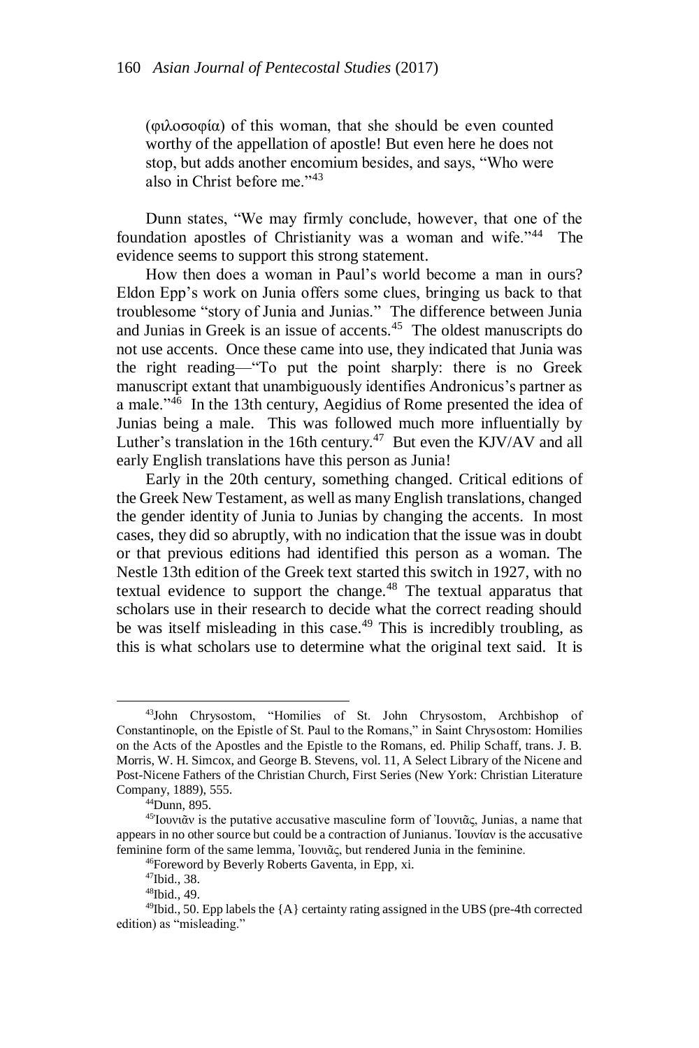(φιλοσοφία) of this woman, that she should be even counted worthy of the appellation of apostle! But even here he does not stop, but adds another encomium besides, and says, "Who were also in Christ before me."[43]

Dunn states, "We may firmly conclude, however, that one of the foundation apostles of Christianity was a woman and wife."[44] The evidence seems to support this strong statement.

How then does a woman in Paul's world become a man in ours? Eldon Epp's work on Junia offers some clues, bringing us back to that troublesome "story of Junia and Junias." The difference between Junia and Junias in Greek is an issue of accents.[45] The oldest manuscripts do not use accents. Once these came into use, they indicated that Junia was the right reading—"To put the point sharply: there is no Greek manuscript extant that unambiguously identifies Andronicus's partner as a male."[46] In the 13th century, Aegidius of Rome presented the idea of Junias being a male. This was followed much more influentially by Luther's translation in the 16th century.[47] But even the KJV/AV and all early English translations have this person as Junia!

Early in the 20th century, something changed. Critical editions of the Greek New Testament, as well as many English translations, changed the gender identity of Junia to Junias by changing the accents. In most cases, they did so abruptly, with no indication that the issue was in doubt or that previous editions had identified this person as a woman. The Nestle 13th edition of the Greek text started this switch in 1927, with no textual evidence to support the change.[48] The textual apparatus that scholars use in their research to decide what the correct reading should be was itself misleading in this case.[49] This is incredibly troubling, as this is what scholars use to determine what the original text said. It is

---

[43]John Chrysostom, "Homilies of St. John Chrysostom, Archbishop of Constantinople, on the Epistle of St. Paul to the Romans," in Saint Chrysostom: Homilies on the Acts of the Apostles and the Epistle to the Romans, ed. Philip Schaff, trans. J. B. Morris, W. H. Simcox, and George B. Stevens, vol. 11, A Select Library of the Nicene and Post-Nicene Fathers of the Christian Church, First Series (New York: Christian Literature Company, 1889), 555.

[44]Dunn, 895.

[45]Ἰουνιᾶν is the putative accusative masculine form of Ἰουνιᾶς, Junias, a name that appears in no other source but could be a contraction of Junianus. Ἰουνίαν is the accusative feminine form of the same lemma, Ἰουνιᾶς, but rendered Junia in the feminine.

[46]Foreword by Beverly Roberts Gaventa, in Epp, xi.

[47]Ibid., 38.

[48]Ibid., 49.

[49]Ibid., 50. Epp labels the {A} certainty rating assigned in the UBS (pre-4th corrected edition) as "misleading."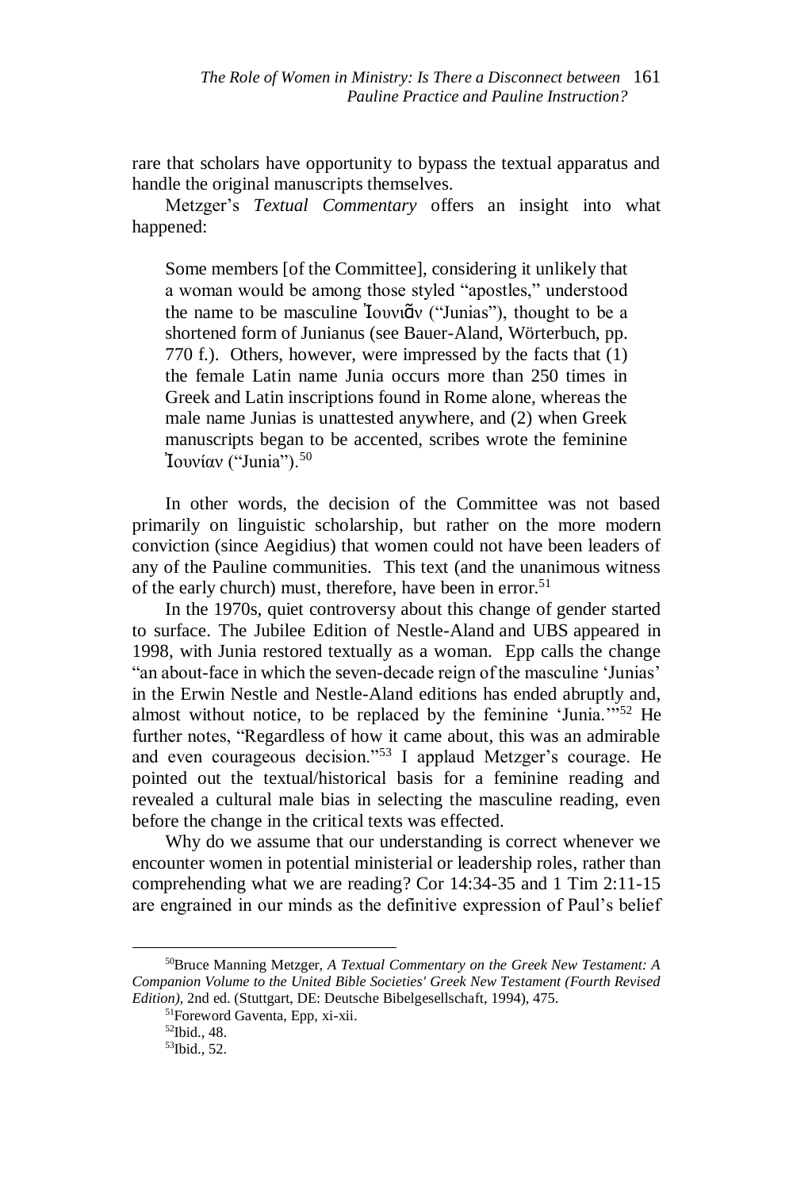rare that scholars have opportunity to bypass the textual apparatus and handle the original manuscripts themselves.

Metzger's *Textual Commentary* offers an insight into what happened:

> Some members [of the Committee], considering it unlikely that a woman would be among those styled "apostles," understood the name to be masculine Ἰουνιᾶν ("Junias"), thought to be a shortened form of Junianus (see Bauer-Aland, Wörterbuch, pp. 770 f.). Others, however, were impressed by the facts that (1) the female Latin name Junia occurs more than 250 times in Greek and Latin inscriptions found in Rome alone, whereas the male name Junias is unattested anywhere, and (2) when Greek manuscripts began to be accented, scribes wrote the feminine Ἰουνίαν ("Junia").[50]

In other words, the decision of the Committee was not based primarily on linguistic scholarship, but rather on the more modern conviction (since Aegidius) that women could not have been leaders of any of the Pauline communities. This text (and the unanimous witness of the early church) must, therefore, have been in error.[51]

In the 1970s, quiet controversy about this change of gender started to surface. The Jubilee Edition of Nestle-Aland and UBS appeared in 1998, with Junia restored textually as a woman. Epp calls the change "an about-face in which the seven-decade reign of the masculine 'Junias' in the Erwin Nestle and Nestle-Aland editions has ended abruptly and, almost without notice, to be replaced by the feminine 'Junia.'"[52] He further notes, "Regardless of how it came about, this was an admirable and even courageous decision."[53] I applaud Metzger's courage. He pointed out the textual/historical basis for a feminine reading and revealed a cultural male bias in selecting the masculine reading, even before the change in the critical texts was effected.

Why do we assume that our understanding is correct whenever we encounter women in potential ministerial or leadership roles, rather than comprehending what we are reading? Cor 14:34-35 and 1 Tim 2:11-15 are engrained in our minds as the definitive expression of Paul's belief

---

[50]Bruce Manning Metzger, *A Textual Commentary on the Greek New Testament: A Companion Volume to the United Bible Societies' Greek New Testament (Fourth Revised Edition)*, 2nd ed. (Stuttgart, DE: Deutsche Bibelgesellschaft, 1994), 475.

[51]Foreword Gaventa, Epp, xi-xii.

[52]Ibid., 48.

[53]Ibid., 52.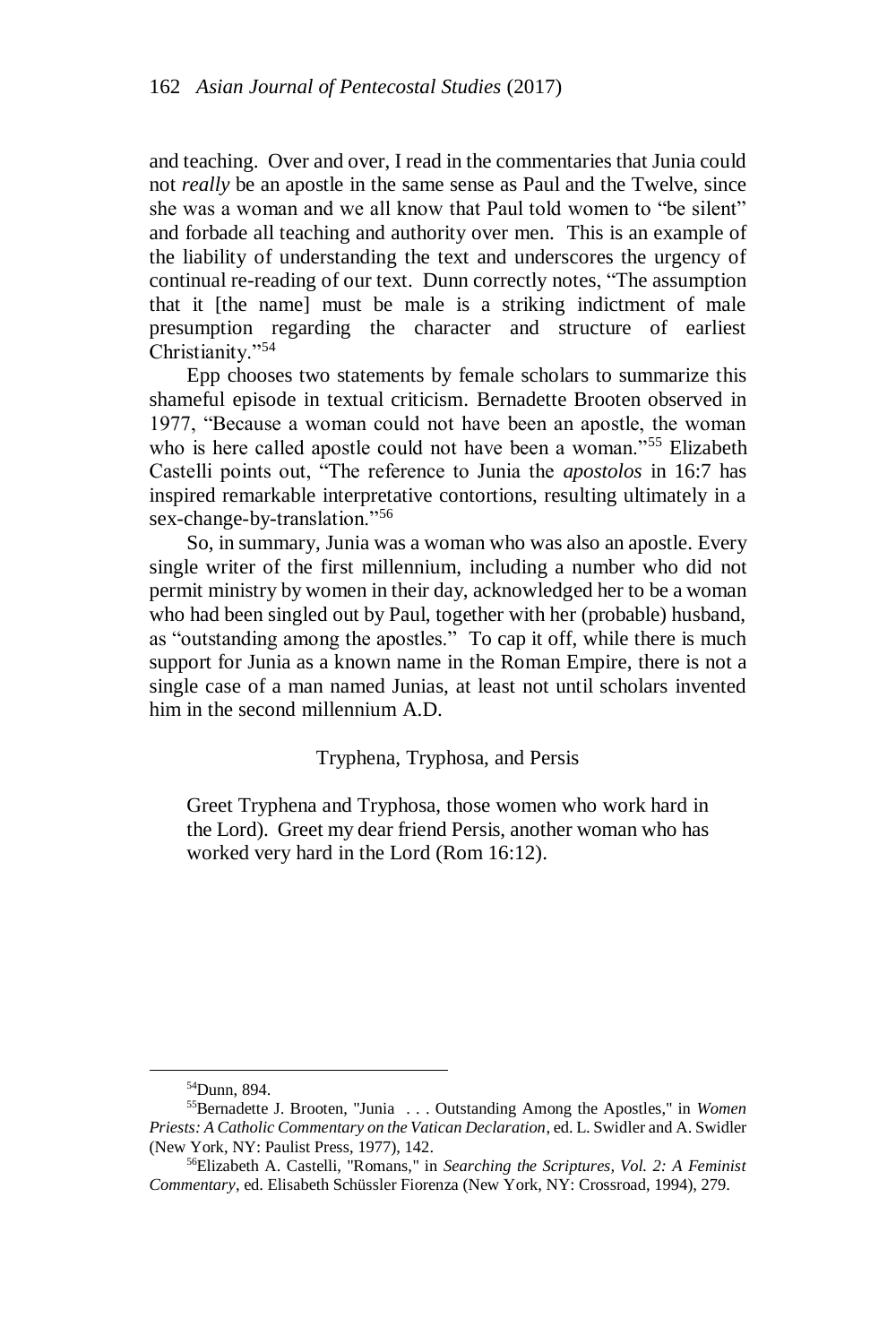and teaching. Over and over, I read in the commentaries that Junia could not *really* be an apostle in the same sense as Paul and the Twelve, since she was a woman and we all know that Paul told women to "be silent" and forbade all teaching and authority over men. This is an example of the liability of understanding the text and underscores the urgency of continual re-reading of our text. Dunn correctly notes, "The assumption that it [the name] must be male is a striking indictment of male presumption regarding the character and structure of earliest Christianity."[54]

Epp chooses two statements by female scholars to summarize this shameful episode in textual criticism. Bernadette Brooten observed in 1977, "Because a woman could not have been an apostle, the woman who is here called apostle could not have been a woman."[55] Elizabeth Castelli points out, "The reference to Junia the *apostolos* in 16:7 has inspired remarkable interpretative contortions, resulting ultimately in a sex-change-by-translation."[56]

So, in summary, Junia was a woman who was also an apostle. Every single writer of the first millennium, including a number who did not permit ministry by women in their day, acknowledged her to be a woman who had been singled out by Paul, together with her (probable) husband, as "outstanding among the apostles." To cap it off, while there is much support for Junia as a known name in the Roman Empire, there is not a single case of a man named Junias, at least not until scholars invented him in the second millennium A.D.

### Tryphena, Tryphosa, and Persis

> Greet Tryphena and Tryphosa, those women who work hard in the Lord). Greet my dear friend Persis, another woman who has worked very hard in the Lord (Rom 16:12).

---

[54]Dunn, 894.

[55]Bernadette J. Brooten, "Junia . . . Outstanding Among the Apostles," in *Women Priests: A Catholic Commentary on the Vatican Declaration*, ed. L. Swidler and A. Swidler (New York, NY: Paulist Press, 1977), 142.

[56]Elizabeth A. Castelli, "Romans," in *Searching the Scriptures, Vol. 2: A Feminist Commentary*, ed. Elisabeth Schüssler Fiorenza (New York, NY: Crossroad, 1994), 279.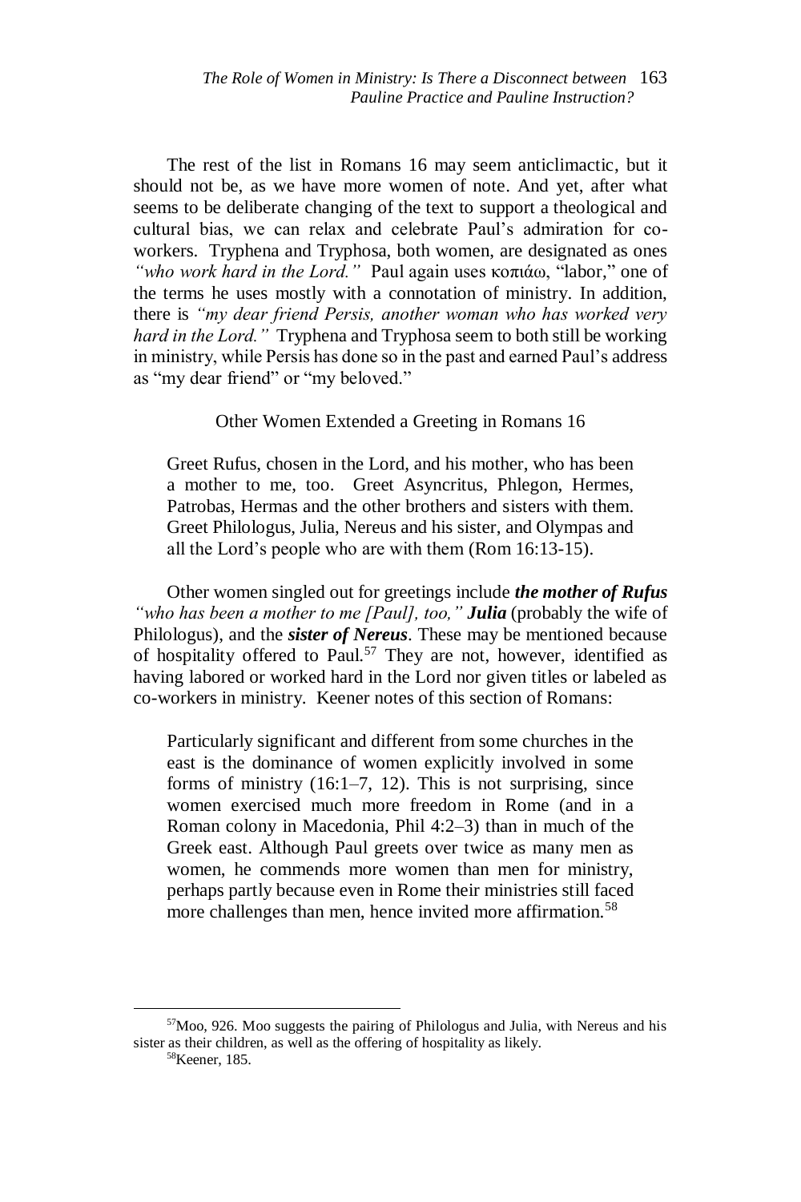The rest of the list in Romans 16 may seem anticlimactic, but it should not be, as we have more women of note. And yet, after what seems to be deliberate changing of the text to support a theological and cultural bias, we can relax and celebrate Paul's admiration for co-workers. Tryphena and Tryphosa, both women, are designated as ones *"who work hard in the Lord."* Paul again uses κοπιάω, "labor," one of the terms he uses mostly with a connotation of ministry. In addition, there is *"my dear friend Persis, another woman who has worked very hard in the Lord."* Tryphena and Tryphosa seem to both still be working in ministry, while Persis has done so in the past and earned Paul's address as "my dear friend" or "my beloved."

Other Women Extended a Greeting in Romans 16

> Greet Rufus, chosen in the Lord, and his mother, who has been a mother to me, too. Greet Asyncritus, Phlegon, Hermes, Patrobas, Hermas and the other brothers and sisters with them. Greet Philologus, Julia, Nereus and his sister, and Olympas and all the Lord's people who are with them (Rom 16:13-15).

Other women singled out for greetings include ***the mother of Rufus*** *"who has been a mother to me [Paul], too,"* ***Julia*** (probably the wife of Philologus), and the ***sister of Nereus***. These may be mentioned because of hospitality offered to Paul.[57] They are not, however, identified as having labored or worked hard in the Lord nor given titles or labeled as co-workers in ministry. Keener notes of this section of Romans:

> Particularly significant and different from some churches in the east is the dominance of women explicitly involved in some forms of ministry (16:1–7, 12). This is not surprising, since women exercised much more freedom in Rome (and in a Roman colony in Macedonia, Phil 4:2–3) than in much of the Greek east. Although Paul greets over twice as many men as women, he commends more women than men for ministry, perhaps partly because even in Rome their ministries still faced more challenges than men, hence invited more affirmation.[58]

---

[57] Moo, 926. Moo suggests the pairing of Philologus and Julia, with Nereus and his sister as their children, as well as the offering of hospitality as likely.

[58] Keener, 185.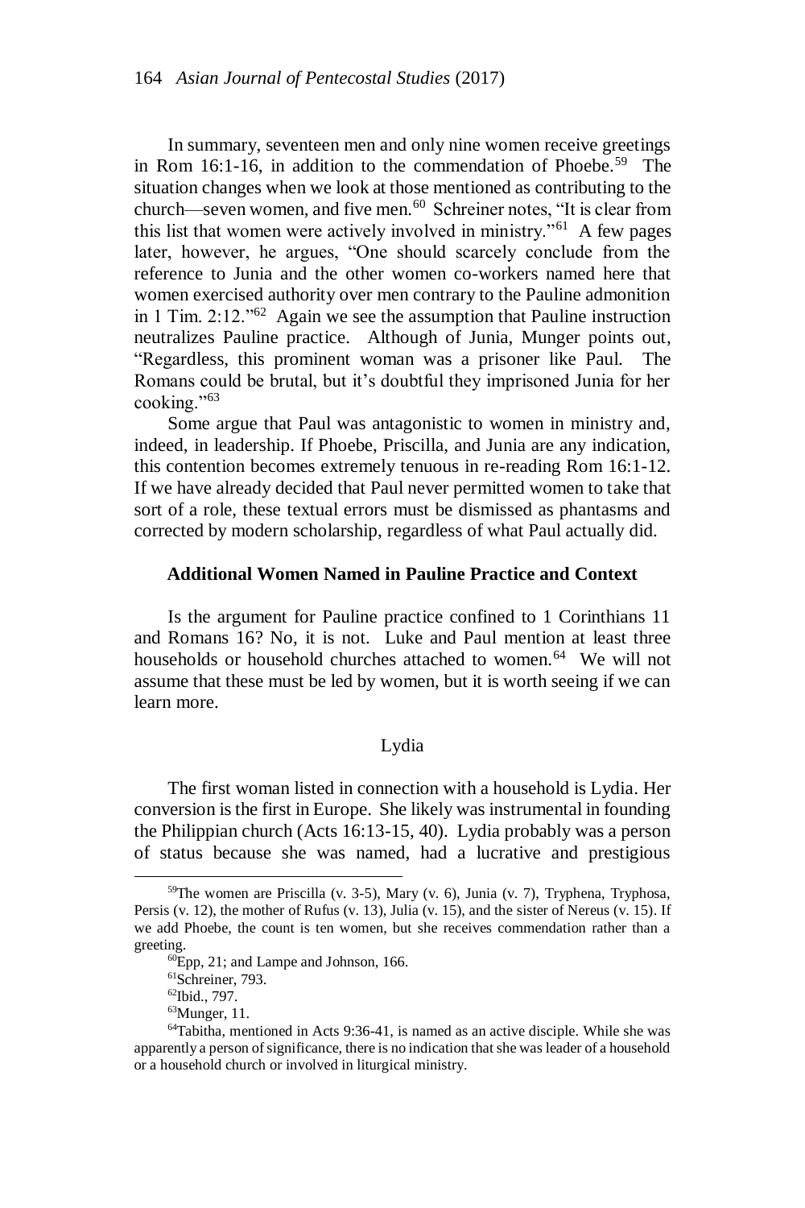In summary, seventeen men and only nine women receive greetings in Rom 16:1-16, in addition to the commendation of Phoebe.[59] The situation changes when we look at those mentioned as contributing to the church—seven women, and five men.[60] Schreiner notes, "It is clear from this list that women were actively involved in ministry."[61] A few pages later, however, he argues, "One should scarcely conclude from the reference to Junia and the other women co-workers named here that women exercised authority over men contrary to the Pauline admonition in 1 Tim. 2:12."[62] Again we see the assumption that Pauline instruction neutralizes Pauline practice. Although of Junia, Munger points out, "Regardless, this prominent woman was a prisoner like Paul. The Romans could be brutal, but it's doubtful they imprisoned Junia for her cooking."[63]

Some argue that Paul was antagonistic to women in ministry and, indeed, in leadership. If Phoebe, Priscilla, and Junia are any indication, this contention becomes extremely tenuous in re-reading Rom 16:1-12. If we have already decided that Paul never permitted women to take that sort of a role, these textual errors must be dismissed as phantasms and corrected by modern scholarship, regardless of what Paul actually did.

## Additional Women Named in Pauline Practice and Context

Is the argument for Pauline practice confined to 1 Corinthians 11 and Romans 16? No, it is not. Luke and Paul mention at least three households or household churches attached to women.[64] We will not assume that these must be led by women, but it is worth seeing if we can learn more.

### Lydia

The first woman listed in connection with a household is Lydia. Her conversion is the first in Europe. She likely was instrumental in founding the Philippian church (Acts 16:13-15, 40). Lydia probably was a person of status because she was named, had a lucrative and prestigious

---

[59]The women are Priscilla (v. 3-5), Mary (v. 6), Junia (v. 7), Tryphena, Tryphosa, Persis (v. 12), the mother of Rufus (v. 13), Julia (v. 15), and the sister of Nereus (v. 15). If we add Phoebe, the count is ten women, but she receives commendation rather than a greeting.

[60]Epp, 21; and Lampe and Johnson, 166.

[61]Schreiner, 793.

[62]Ibid., 797.

[63]Munger, 11.

[64]Tabitha, mentioned in Acts 9:36-41, is named as an active disciple. While she was apparently a person of significance, there is no indication that she was leader of a household or a household church or involved in liturgical ministry.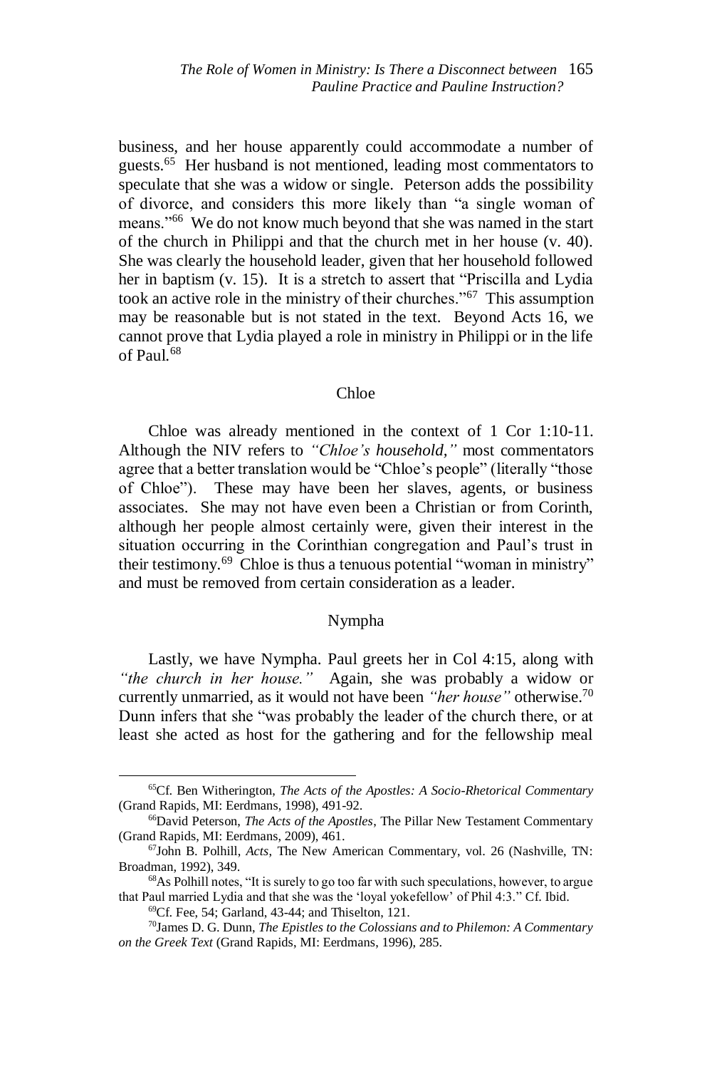business, and her house apparently could accommodate a number of guests.[65] Her husband is not mentioned, leading most commentators to speculate that she was a widow or single. Peterson adds the possibility of divorce, and considers this more likely than "a single woman of means."[66] We do not know much beyond that she was named in the start of the church in Philippi and that the church met in her house (v. 40). She was clearly the household leader, given that her household followed her in baptism (v. 15). It is a stretch to assert that "Priscilla and Lydia took an active role in the ministry of their churches."[67] This assumption may be reasonable but is not stated in the text. Beyond Acts 16, we cannot prove that Lydia played a role in ministry in Philippi or in the life of Paul.[68]

### Chloe

Chloe was already mentioned in the context of 1 Cor 1:10-11. Although the NIV refers to *"Chloe's household,"* most commentators agree that a better translation would be "Chloe's people" (literally "those of Chloe"). These may have been her slaves, agents, or business associates. She may not have even been a Christian or from Corinth, although her people almost certainly were, given their interest in the situation occurring in the Corinthian congregation and Paul's trust in their testimony.[69] Chloe is thus a tenuous potential "woman in ministry" and must be removed from certain consideration as a leader.

### Nympha

Lastly, we have Nympha. Paul greets her in Col 4:15, along with *"the church in her house."* Again, she was probably a widow or currently unmarried, as it would not have been *"her house"* otherwise.[70] Dunn infers that she "was probably the leader of the church there, or at least she acted as host for the gathering and for the fellowship meal

---

[65]Cf. Ben Witherington, *The Acts of the Apostles: A Socio-Rhetorical Commentary* (Grand Rapids, MI: Eerdmans, 1998), 491-92.

[66]David Peterson, *The Acts of the Apostles*, The Pillar New Testament Commentary (Grand Rapids, MI: Eerdmans, 2009), 461.

[67]John B. Polhill, *Acts*, The New American Commentary, vol. 26 (Nashville, TN: Broadman, 1992), 349.

[68]As Polhill notes, "It is surely to go too far with such speculations, however, to argue that Paul married Lydia and that she was the 'loyal yokefellow' of Phil 4:3." Cf. Ibid.

[69]Cf. Fee, 54; Garland, 43-44; and Thiselton, 121.

[70]James D. G. Dunn, *The Epistles to the Colossians and to Philemon: A Commentary on the Greek Text* (Grand Rapids, MI: Eerdmans, 1996), 285.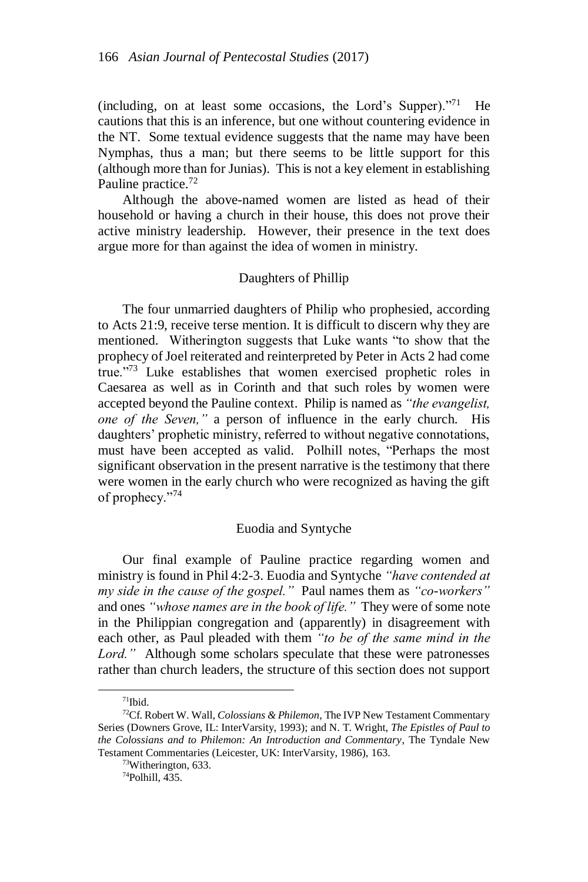(including, on at least some occasions, the Lord's Supper)."[71] He cautions that this is an inference, but one without countering evidence in the NT. Some textual evidence suggests that the name may have been Nymphas, thus a man; but there seems to be little support for this (although more than for Junias). This is not a key element in establishing Pauline practice.[72]

Although the above-named women are listed as head of their household or having a church in their house, this does not prove their active ministry leadership. However, their presence in the text does argue more for than against the idea of women in ministry.

### Daughters of Phillip

The four unmarried daughters of Philip who prophesied, according to Acts 21:9, receive terse mention. It is difficult to discern why they are mentioned. Witherington suggests that Luke wants "to show that the prophecy of Joel reiterated and reinterpreted by Peter in Acts 2 had come true."[73] Luke establishes that women exercised prophetic roles in Caesarea as well as in Corinth and that such roles by women were accepted beyond the Pauline context. Philip is named as *"the evangelist, one of the Seven,"* a person of influence in the early church. His daughters' prophetic ministry, referred to without negative connotations, must have been accepted as valid. Polhill notes, "Perhaps the most significant observation in the present narrative is the testimony that there were women in the early church who were recognized as having the gift of prophecy."[74]

### Euodia and Syntyche

Our final example of Pauline practice regarding women and ministry is found in Phil 4:2-3. Euodia and Syntyche *"have contended at my side in the cause of the gospel."* Paul names them as *"co-workers"* and ones *"whose names are in the book of life."* They were of some note in the Philippian congregation and (apparently) in disagreement with each other, as Paul pleaded with them *"to be of the same mind in the Lord."* Although some scholars speculate that these were patronesses rather than church leaders, the structure of this section does not support

---

[71]Ibid.

[72]Cf. Robert W. Wall, *Colossians & Philemon*, The IVP New Testament Commentary Series (Downers Grove, IL: InterVarsity, 1993); and N. T. Wright, *The Epistles of Paul to the Colossians and to Philemon: An Introduction and Commentary*, The Tyndale New Testament Commentaries (Leicester, UK: InterVarsity, 1986), 163.

[73]Witherington, 633.

[74]Polhill, 435.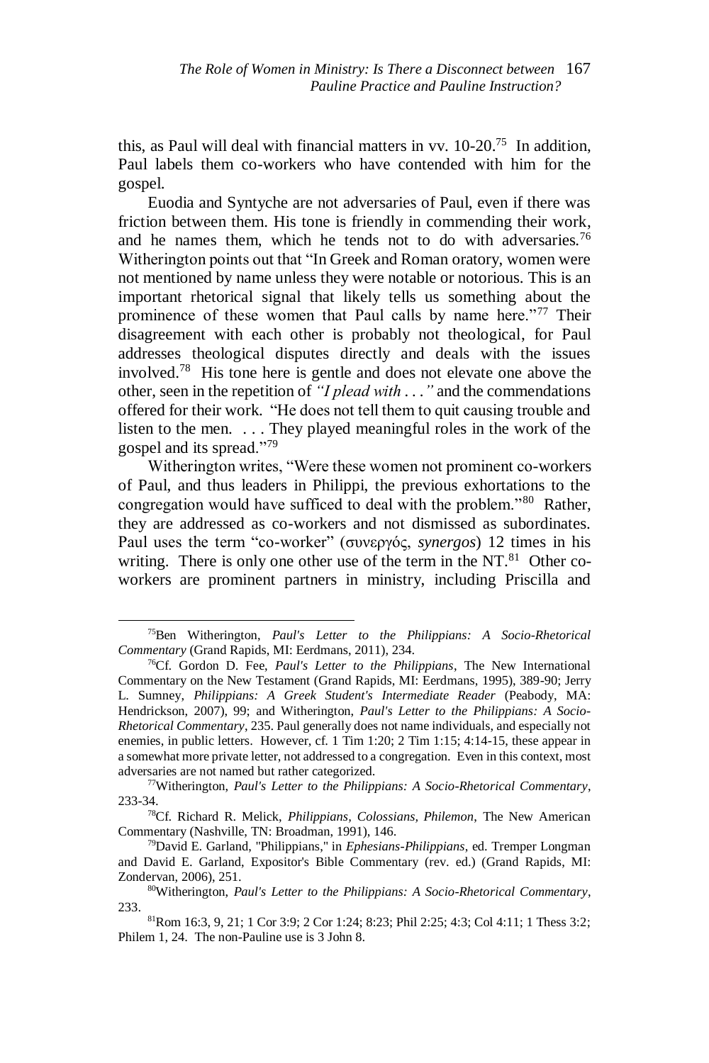this, as Paul will deal with financial matters in vv. 10-20.[75] In addition, Paul labels them co-workers who have contended with him for the gospel.

Euodia and Syntyche are not adversaries of Paul, even if there was friction between them. His tone is friendly in commending their work, and he names them, which he tends not to do with adversaries.[76] Witherington points out that "In Greek and Roman oratory, women were not mentioned by name unless they were notable or notorious. This is an important rhetorical signal that likely tells us something about the prominence of these women that Paul calls by name here."[77] Their disagreement with each other is probably not theological, for Paul addresses theological disputes directly and deals with the issues involved.[78] His tone here is gentle and does not elevate one above the other, seen in the repetition of *"I plead with . . ."* and the commendations offered for their work. "He does not tell them to quit causing trouble and listen to the men. . . . They played meaningful roles in the work of the gospel and its spread."[79]

Witherington writes, "Were these women not prominent co-workers of Paul, and thus leaders in Philippi, the previous exhortations to the congregation would have sufficed to deal with the problem."[80] Rather, they are addressed as co-workers and not dismissed as subordinates. Paul uses the term "co-worker" (συνεργός, *synergos*) 12 times in his writing. There is only one other use of the term in the NT.[81] Other co-workers are prominent partners in ministry, including Priscilla and

---

[75]Ben Witherington, *Paul's Letter to the Philippians: A Socio-Rhetorical Commentary* (Grand Rapids, MI: Eerdmans, 2011), 234.

[76]Cf. Gordon D. Fee, *Paul's Letter to the Philippians*, The New International Commentary on the New Testament (Grand Rapids, MI: Eerdmans, 1995), 389-90; Jerry L. Sumney, *Philippians: A Greek Student's Intermediate Reader* (Peabody, MA: Hendrickson, 2007), 99; and Witherington, *Paul's Letter to the Philippians: A Socio-Rhetorical Commentary*, 235. Paul generally does not name individuals, and especially not enemies, in public letters. However, cf. 1 Tim 1:20; 2 Tim 1:15; 4:14-15, these appear in a somewhat more private letter, not addressed to a congregation. Even in this context, most adversaries are not named but rather categorized.

[77]Witherington, *Paul's Letter to the Philippians: A Socio-Rhetorical Commentary*, 233-34.

[78]Cf. Richard R. Melick, *Philippians, Colossians, Philemon*, The New American Commentary (Nashville, TN: Broadman, 1991), 146.

[79]David E. Garland, "Philippians," in *Ephesians-Philippians*, ed. Tremper Longman and David E. Garland, Expositor's Bible Commentary (rev. ed.) (Grand Rapids, MI: Zondervan, 2006), 251.

[80]Witherington, *Paul's Letter to the Philippians: A Socio-Rhetorical Commentary*, 233.

[81]Rom 16:3, 9, 21; 1 Cor 3:9; 2 Cor 1:24; 8:23; Phil 2:25; 4:3; Col 4:11; 1 Thess 3:2; Philem 1, 24. The non-Pauline use is 3 John 8.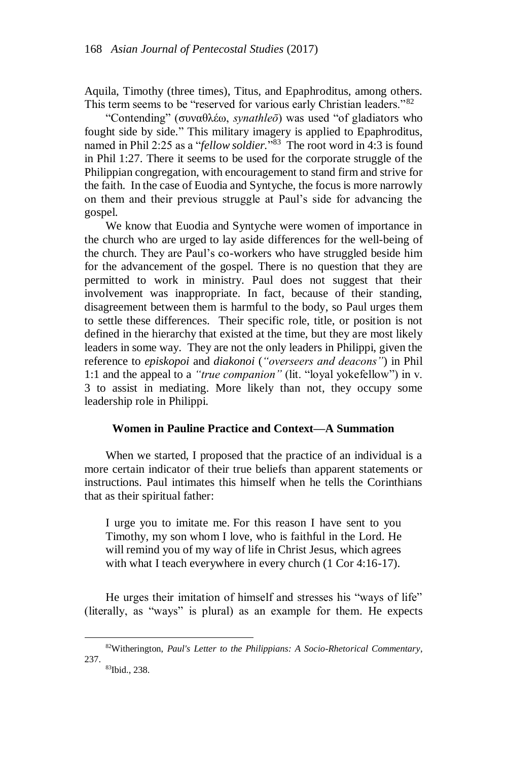Aquila, Timothy (three times), Titus, and Epaphroditus, among others. This term seems to be "reserved for various early Christian leaders."[82]

"Contending" (συναθλέω, *synathleō*) was used "of gladiators who fought side by side." This military imagery is applied to Epaphroditus, named in Phil 2:25 as a "*fellow soldier.*"[83] The root word in 4:3 is found in Phil 1:27. There it seems to be used for the corporate struggle of the Philippian congregation, with encouragement to stand firm and strive for the faith. In the case of Euodia and Syntyche, the focus is more narrowly on them and their previous struggle at Paul's side for advancing the gospel.

We know that Euodia and Syntyche were women of importance in the church who are urged to lay aside differences for the well-being of the church. They are Paul's co-workers who have struggled beside him for the advancement of the gospel. There is no question that they are permitted to work in ministry. Paul does not suggest that their involvement was inappropriate. In fact, because of their standing, disagreement between them is harmful to the body, so Paul urges them to settle these differences. Their specific role, title, or position is not defined in the hierarchy that existed at the time, but they are most likely leaders in some way. They are not the only leaders in Philippi, given the reference to *episkopoi* and *diakonoi* (*"overseers and deacons"*) in Phil 1:1 and the appeal to a *"true companion"* (lit. "loyal yokefellow") in v. 3 to assist in mediating. More likely than not, they occupy some leadership role in Philippi.

## Women in Pauline Practice and Context—A Summation

When we started, I proposed that the practice of an individual is a more certain indicator of their true beliefs than apparent statements or instructions. Paul intimates this himself when he tells the Corinthians that as their spiritual father:

> I urge you to imitate me. For this reason I have sent to you Timothy, my son whom I love, who is faithful in the Lord. He will remind you of my way of life in Christ Jesus, which agrees with what I teach everywhere in every church (1 Cor 4:16-17).

He urges their imitation of himself and stresses his "ways of life" (literally, as "ways" is plural) as an example for them. He expects

---

[82]Witherington, *Paul's Letter to the Philippians: A Socio-Rhetorical Commentary*, 237.

[83]Ibid., 238.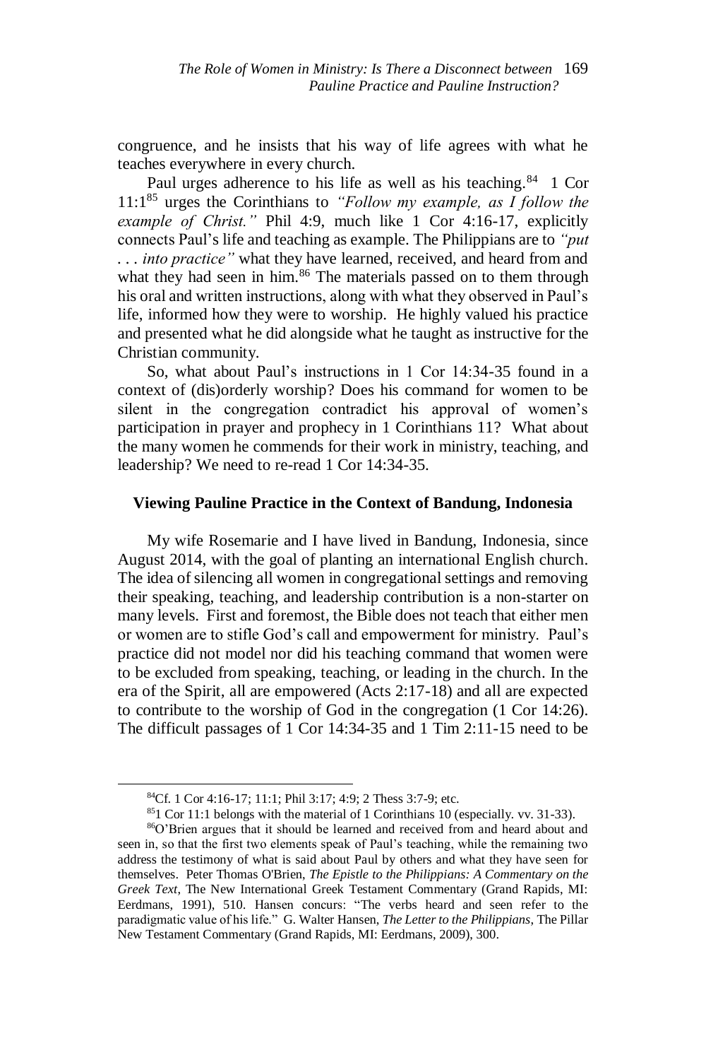congruence, and he insists that his way of life agrees with what he teaches everywhere in every church.

Paul urges adherence to his life as well as his teaching.[84] 1 Cor 11:1[85] urges the Corinthians to *"Follow my example, as I follow the example of Christ."* Phil 4:9, much like 1 Cor 4:16-17, explicitly connects Paul's life and teaching as example. The Philippians are to *"put . . . into practice"* what they have learned, received, and heard from and what they had seen in him.[86] The materials passed on to them through his oral and written instructions, along with what they observed in Paul's life, informed how they were to worship. He highly valued his practice and presented what he did alongside what he taught as instructive for the Christian community.

So, what about Paul's instructions in 1 Cor 14:34-35 found in a context of (dis)orderly worship? Does his command for women to be silent in the congregation contradict his approval of women's participation in prayer and prophecy in 1 Corinthians 11? What about the many women he commends for their work in ministry, teaching, and leadership? We need to re-read 1 Cor 14:34-35.

### Viewing Pauline Practice in the Context of Bandung, Indonesia

My wife Rosemarie and I have lived in Bandung, Indonesia, since August 2014, with the goal of planting an international English church. The idea of silencing all women in congregational settings and removing their speaking, teaching, and leadership contribution is a non-starter on many levels. First and foremost, the Bible does not teach that either men or women are to stifle God's call and empowerment for ministry. Paul's practice did not model nor did his teaching command that women were to be excluded from speaking, teaching, or leading in the church. In the era of the Spirit, all are empowered (Acts 2:17-18) and all are expected to contribute to the worship of God in the congregation (1 Cor 14:26). The difficult passages of 1 Cor 14:34-35 and 1 Tim 2:11-15 need to be

---

[84] Cf. 1 Cor 4:16-17; 11:1; Phil 3:17; 4:9; 2 Thess 3:7-9; etc.

[85] 1 Cor 11:1 belongs with the material of 1 Corinthians 10 (especially. vv. 31-33).

[86] O'Brien argues that it should be learned and received from and heard about and seen in, so that the first two elements speak of Paul's teaching, while the remaining two address the testimony of what is said about Paul by others and what they have seen for themselves. Peter Thomas O'Brien, *The Epistle to the Philippians: A Commentary on the Greek Text*, The New International Greek Testament Commentary (Grand Rapids, MI: Eerdmans, 1991), 510. Hansen concurs: "The verbs heard and seen refer to the paradigmatic value of his life." G. Walter Hansen, *The Letter to the Philippians*, The Pillar New Testament Commentary (Grand Rapids, MI: Eerdmans, 2009), 300.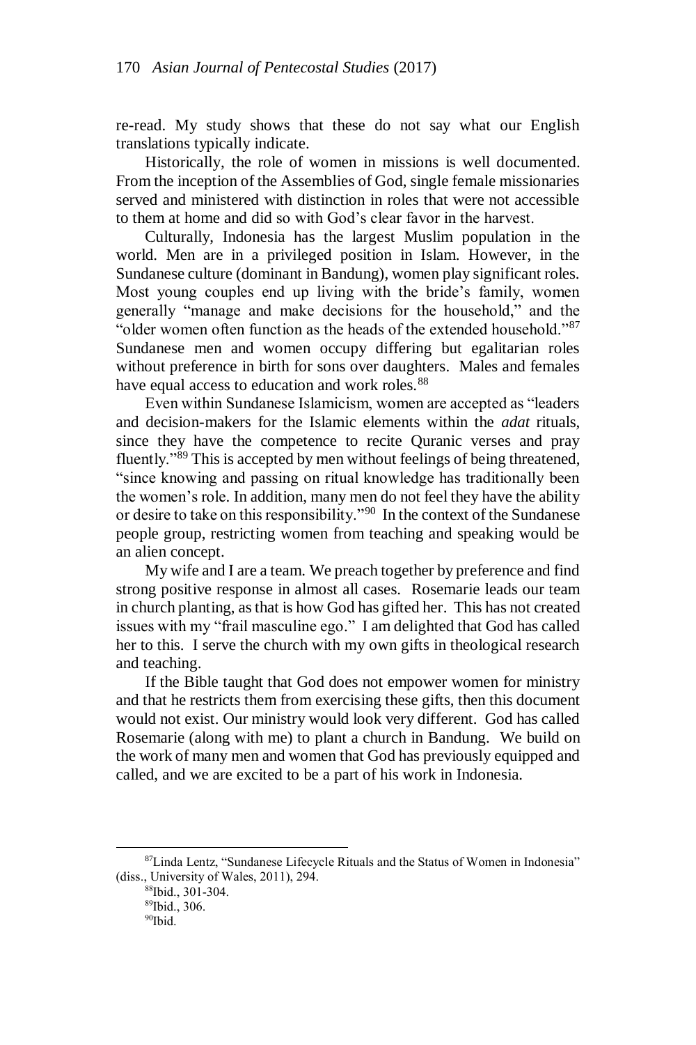re-read. My study shows that these do not say what our English translations typically indicate.

Historically, the role of women in missions is well documented. From the inception of the Assemblies of God, single female missionaries served and ministered with distinction in roles that were not accessible to them at home and did so with God's clear favor in the harvest.

Culturally, Indonesia has the largest Muslim population in the world. Men are in a privileged position in Islam. However, in the Sundanese culture (dominant in Bandung), women play significant roles. Most young couples end up living with the bride's family, women generally "manage and make decisions for the household," and the "older women often function as the heads of the extended household."[87] Sundanese men and women occupy differing but egalitarian roles without preference in birth for sons over daughters. Males and females have equal access to education and work roles.[88]

Even within Sundanese Islamicism, women are accepted as "leaders and decision-makers for the Islamic elements within the *adat* rituals, since they have the competence to recite Quranic verses and pray fluently."[89] This is accepted by men without feelings of being threatened, "since knowing and passing on ritual knowledge has traditionally been the women's role. In addition, many men do not feel they have the ability or desire to take on this responsibility."[90] In the context of the Sundanese people group, restricting women from teaching and speaking would be an alien concept.

My wife and I are a team. We preach together by preference and find strong positive response in almost all cases. Rosemarie leads our team in church planting, as that is how God has gifted her. This has not created issues with my "frail masculine ego." I am delighted that God has called her to this. I serve the church with my own gifts in theological research and teaching.

If the Bible taught that God does not empower women for ministry and that he restricts them from exercising these gifts, then this document would not exist. Our ministry would look very different. God has called Rosemarie (along with me) to plant a church in Bandung. We build on the work of many men and women that God has previously equipped and called, and we are excited to be a part of his work in Indonesia.

---

[87]Linda Lentz, "Sundanese Lifecycle Rituals and the Status of Women in Indonesia" (diss., University of Wales, 2011), 294.

[88]Ibid., 301-304.

[89]Ibid., 306.

[90]Ibid.